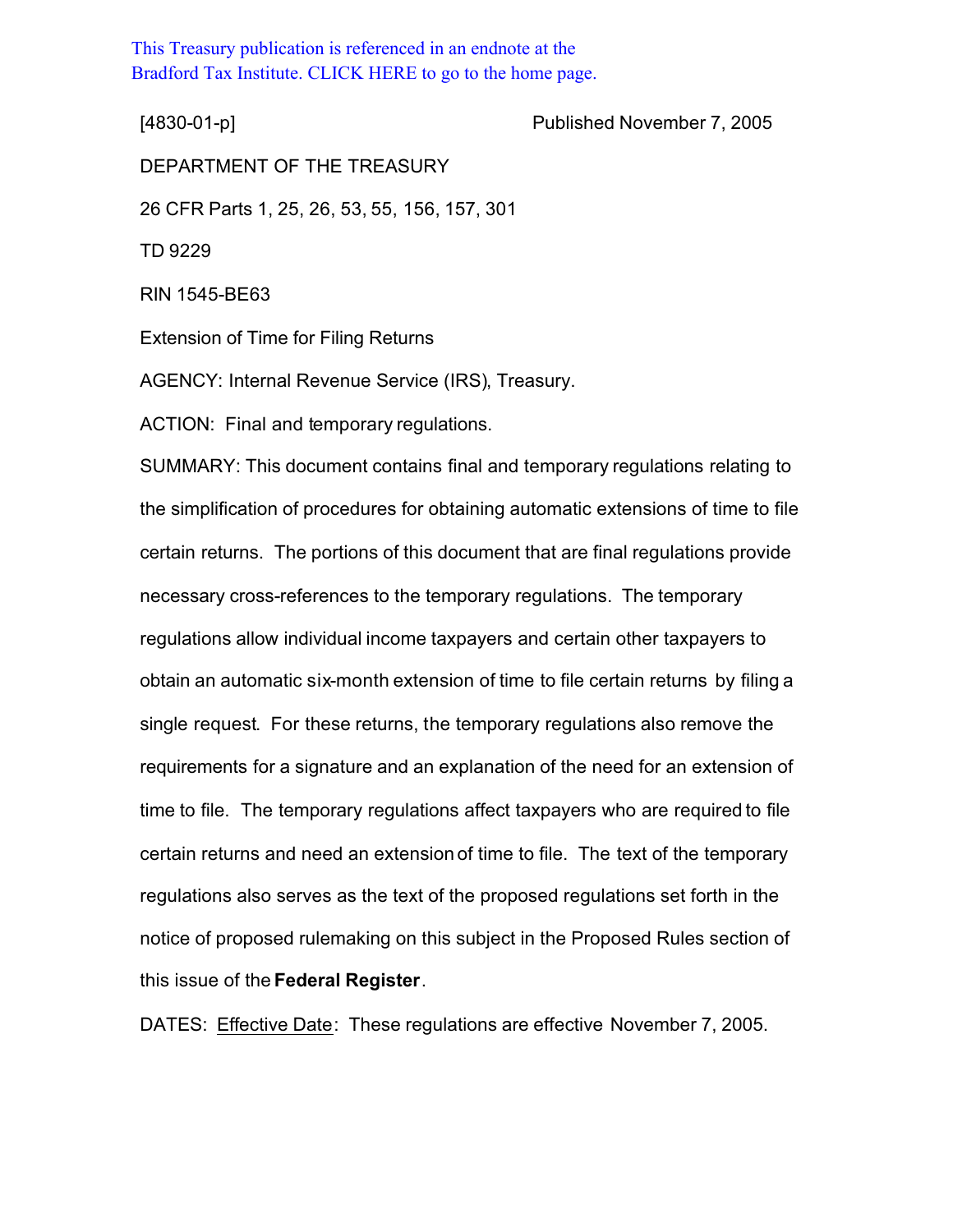This Treasury publication is referenced in an endnote at the Bradford Tax Institute. CLICK HERE to go to the home page.

[4830-01-p] Published November 7, 2005

DEPARTMENT OF THE TREASURY

26 CFR Parts 1, 25, 26, 53, 55, 156, 157, 301

TD 9229

RIN 1545-BE63

Extension of Time for Filing Returns

AGENCY: Internal Revenue Service (IRS), Treasury.

ACTION: Final and temporary regulations.

SUMMARY: This document contains final and temporary regulations relating to the simplification of procedures for obtaining automatic extensions of time to file certain returns. The portions of this document that are final regulations provide necessary cross-references to the temporary regulations. The temporary regulations allow individual income taxpayers and certain other taxpayers to obtain an automatic six-month extension of time to file certain returns by filing a single request. For these returns, the temporary regulations also remove the requirements for a signature and an explanation of the need for an extension of time to file. The temporary regulations affect taxpayers who are required to file certain returns and need an extension of time to file. The text of the temporary regulations also serves as the text of the proposed regulations set forth in the notice of proposed rulemaking on this subject in the Proposed Rules section of this issue of the **Federal Register**.

DATES: Effective Date: These regulations are effective November 7, 2005.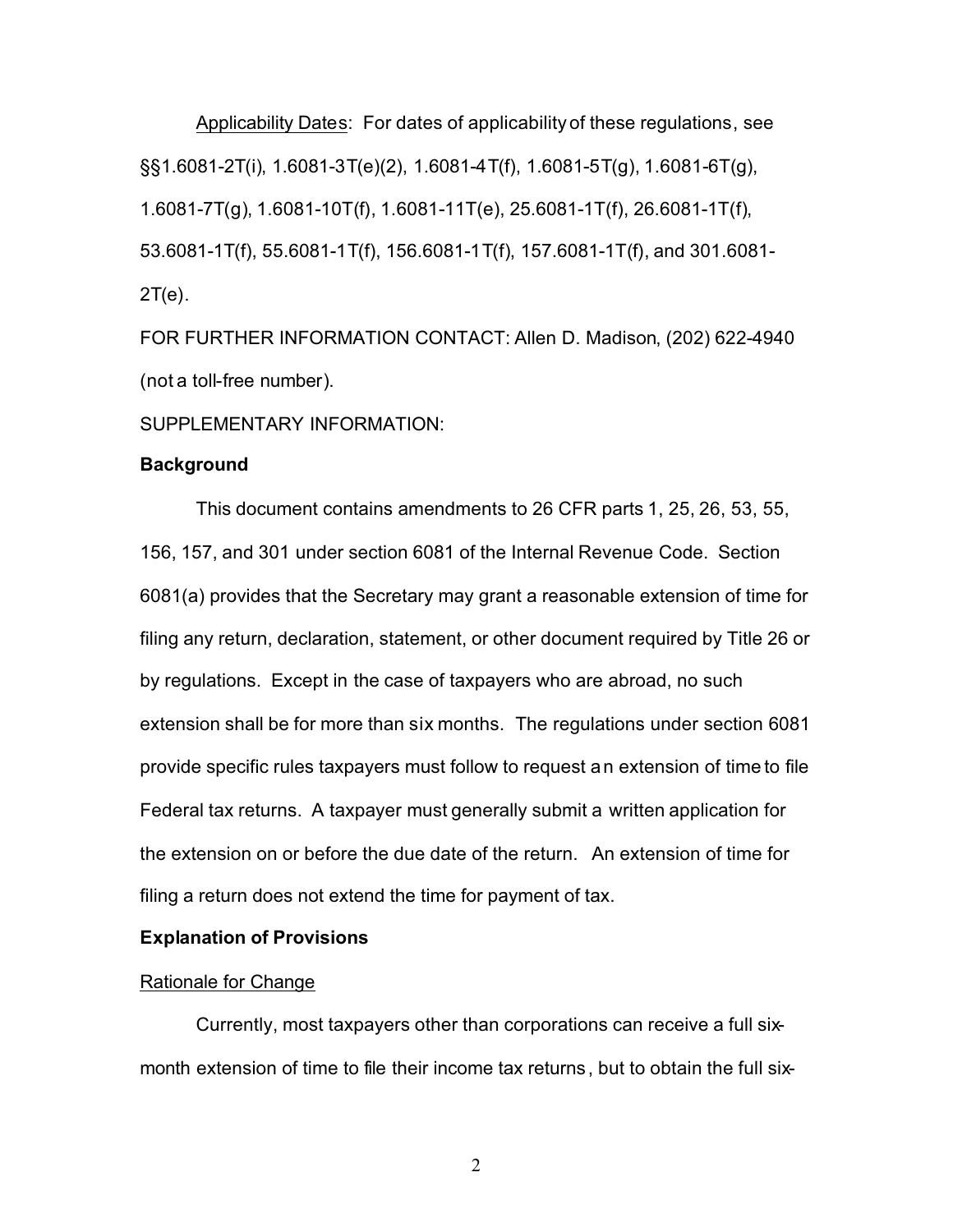Applicability Dates: For dates of applicability of these regulations, see §§1.6081-2T(i), 1.6081-3T(e)(2), 1.6081-4T(f), 1.6081-5T(g), 1.6081-6T(g), 1.6081-7T(g), 1.6081-10T(f), 1.6081-11T(e), 25.6081-1T(f), 26.6081-1T(f), 53.6081-1T(f), 55.6081-1T(f), 156.6081-1T(f), 157.6081-1T(f), and 301.6081-2T(e).

FOR FURTHER INFORMATION CONTACT: Allen D. Madison, (202) 622-4940 (not a toll-free number).

SUPPLEMENTARY INFORMATION:

**Background**

This document contains amendments to 26 CFR parts 1, 25, 26, 53, 55, 156, 157, and 301 under section 6081 of the Internal Revenue Code. Section 6081(a) provides that the Secretary may grant a reasonable extension of time for filing any return, declaration, statement, or other document required by Title 26 or by regulations. Except in the case of taxpayers who are abroad, no such extension shall be for more than six months. The regulations under section 6081 provide specific rules taxpayers must follow to request an extension of time to file Federal tax returns. A taxpayer must generally submit a written application for the extension on or before the due date of the return. An extension of time for filing a return does not extend the time for payment of tax.

**Explanation of Provisions**

Rationale for Change

Currently, most taxpayers other than corporations can receive a full six-month extension of time to file their income tax returns, but to obtain the full six-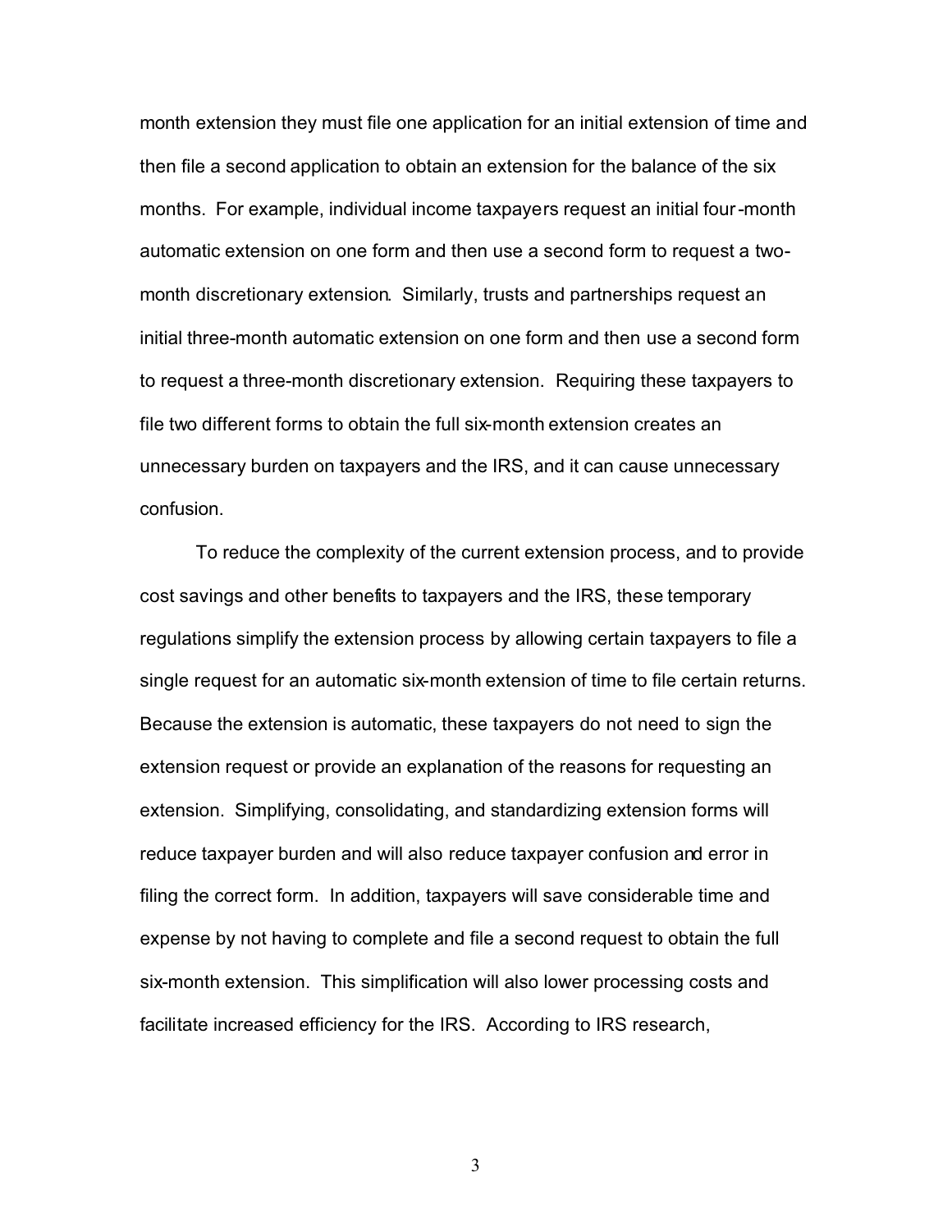month extension they must file one application for an initial extension of time and then file a second application to obtain an extension for the balance of the six months. For example, individual income taxpayers request an initial four-month automatic extension on one form and then use a second form to request a two-month discretionary extension. Similarly, trusts and partnerships request an initial three-month automatic extension on one form and then use a second form to request a three-month discretionary extension. Requiring these taxpayers to file two different forms to obtain the full six-month extension creates an unnecessary burden on taxpayers and the IRS, and it can cause unnecessary confusion.

To reduce the complexity of the current extension process, and to provide cost savings and other benefits to taxpayers and the IRS, these temporary regulations simplify the extension process by allowing certain taxpayers to file a single request for an automatic six-month extension of time to file certain returns. Because the extension is automatic, these taxpayers do not need to sign the extension request or provide an explanation of the reasons for requesting an extension. Simplifying, consolidating, and standardizing extension forms will reduce taxpayer burden and will also reduce taxpayer confusion and error in filing the correct form. In addition, taxpayers will save considerable time and expense by not having to complete and file a second request to obtain the full six-month extension. This simplification will also lower processing costs and facilitate increased efficiency for the IRS. According to IRS research,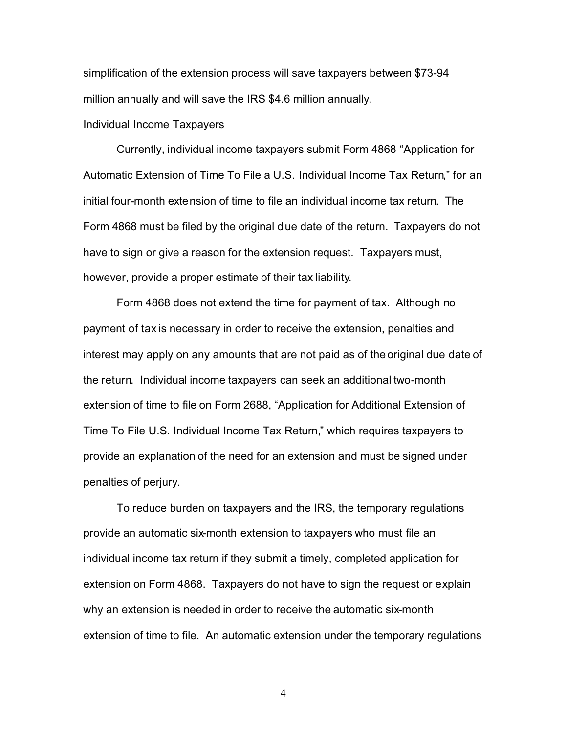simplification of the extension process will save taxpayers between $73-94 million annually and will save the IRS $4.6 million annually.

<u>Individual Income Taxpayers</u>

Currently, individual income taxpayers submit Form 4868 "Application for Automatic Extension of Time To File a U.S. Individual Income Tax Return," for an initial four-month extension of time to file an individual income tax return. The Form 4868 must be filed by the original due date of the return. Taxpayers do not have to sign or give a reason for the extension request. Taxpayers must, however, provide a proper estimate of their tax liability.

Form 4868 does not extend the time for payment of tax. Although no payment of tax is necessary in order to receive the extension, penalties and interest may apply on any amounts that are not paid as of the original due date of the return. Individual income taxpayers can seek an additional two-month extension of time to file on Form 2688, "Application for Additional Extension of Time To File U.S. Individual Income Tax Return," which requires taxpayers to provide an explanation of the need for an extension and must be signed under penalties of perjury.

To reduce burden on taxpayers and the IRS, the temporary regulations provide an automatic six-month extension to taxpayers who must file an individual income tax return if they submit a timely, completed application for extension on Form 4868. Taxpayers do not have to sign the request or explain why an extension is needed in order to receive the automatic six-month extension of time to file. An automatic extension under the temporary regulations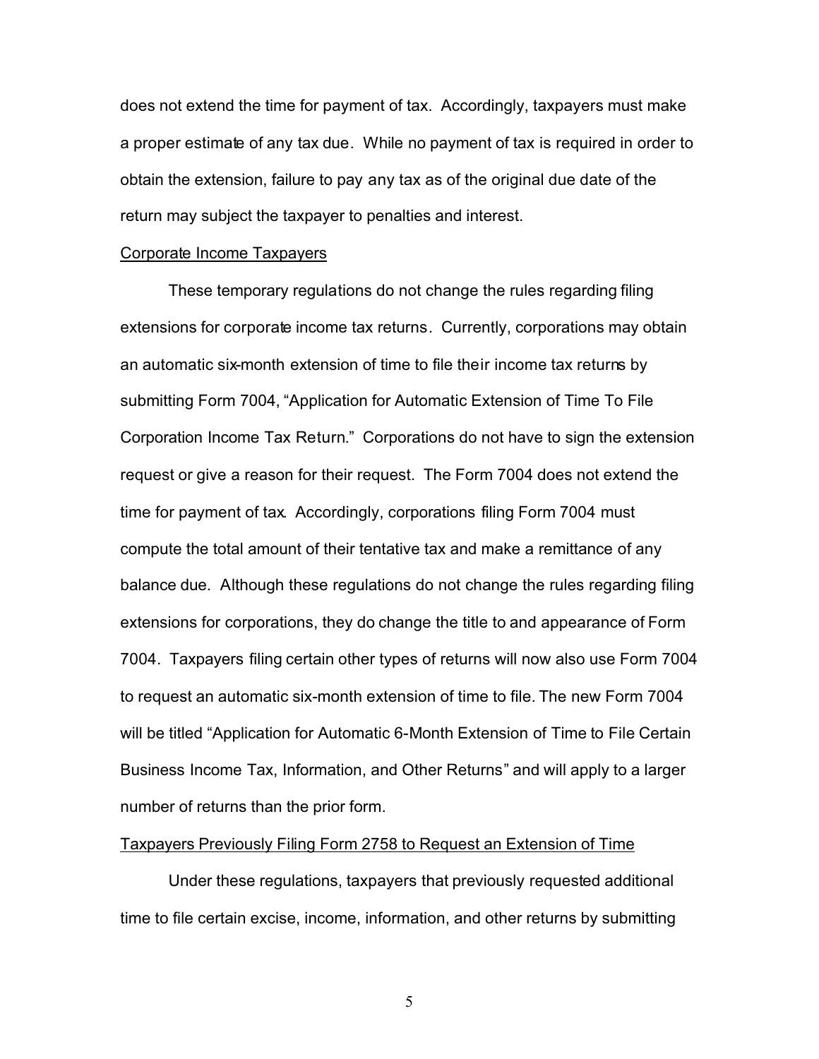does not extend the time for payment of tax. Accordingly, taxpayers must make a proper estimate of any tax due. While no payment of tax is required in order to obtain the extension, failure to pay any tax as of the original due date of the return may subject the taxpayer to penalties and interest.

Corporate Income Taxpayers

These temporary regulations do not change the rules regarding filing extensions for corporate income tax returns. Currently, corporations may obtain an automatic six-month extension of time to file their income tax returns by submitting Form 7004, "Application for Automatic Extension of Time To File Corporation Income Tax Return." Corporations do not have to sign the extension request or give a reason for their request. The Form 7004 does not extend the time for payment of tax. Accordingly, corporations filing Form 7004 must compute the total amount of their tentative tax and make a remittance of any balance due. Although these regulations do not change the rules regarding filing extensions for corporations, they do change the title to and appearance of Form 7004. Taxpayers filing certain other types of returns will now also use Form 7004 to request an automatic six-month extension of time to file. The new Form 7004 will be titled "Application for Automatic 6-Month Extension of Time to File Certain Business Income Tax, Information, and Other Returns" and will apply to a larger number of returns than the prior form.

Taxpayers Previously Filing Form 2758 to Request an Extension of Time

Under these regulations, taxpayers that previously requested additional time to file certain excise, income, information, and other returns by submitting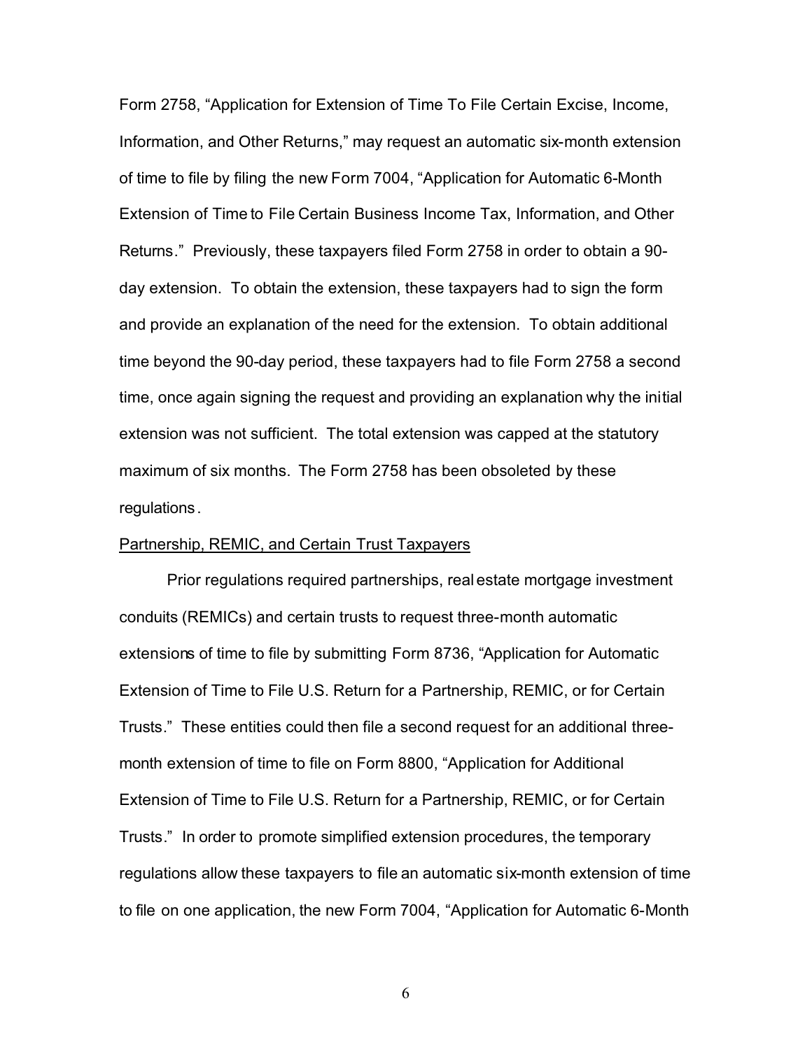Form 2758, "Application for Extension of Time To File Certain Excise, Income, Information, and Other Returns," may request an automatic six-month extension of time to file by filing the new Form 7004, "Application for Automatic 6-Month Extension of Time to File Certain Business Income Tax, Information, and Other Returns." Previously, these taxpayers filed Form 2758 in order to obtain a 90-day extension. To obtain the extension, these taxpayers had to sign the form and provide an explanation of the need for the extension. To obtain additional time beyond the 90-day period, these taxpayers had to file Form 2758 a second time, once again signing the request and providing an explanation why the initial extension was not sufficient. The total extension was capped at the statutory maximum of six months. The Form 2758 has been obsoleted by these regulations.

Partnership, REMIC, and Certain Trust Taxpayers

Prior regulations required partnerships, real estate mortgage investment conduits (REMICs) and certain trusts to request three-month automatic extensions of time to file by submitting Form 8736, "Application for Automatic Extension of Time to File U.S. Return for a Partnership, REMIC, or for Certain Trusts." These entities could then file a second request for an additional three-month extension of time to file on Form 8800, "Application for Additional Extension of Time to File U.S. Return for a Partnership, REMIC, or for Certain Trusts." In order to promote simplified extension procedures, the temporary regulations allow these taxpayers to file an automatic six-month extension of time to file on one application, the new Form 7004, "Application for Automatic 6-Month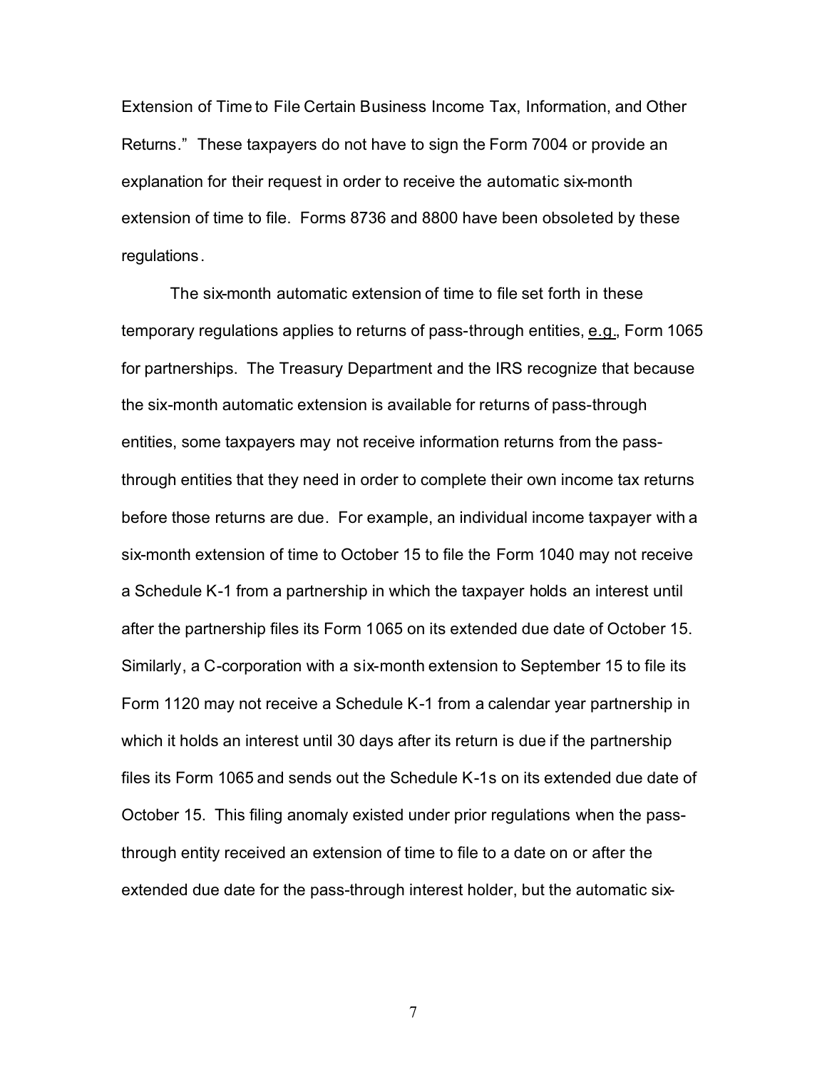Extension of Time to File Certain Business Income Tax, Information, and Other Returns." These taxpayers do not have to sign the Form 7004 or provide an explanation for their request in order to receive the automatic six-month extension of time to file. Forms 8736 and 8800 have been obsoleted by these regulations.

The six-month automatic extension of time to file set forth in these temporary regulations applies to returns of pass-through entities, e.g., Form 1065 for partnerships. The Treasury Department and the IRS recognize that because the six-month automatic extension is available for returns of pass-through entities, some taxpayers may not receive information returns from the pass-through entities that they need in order to complete their own income tax returns before those returns are due. For example, an individual income taxpayer with a six-month extension of time to October 15 to file the Form 1040 may not receive a Schedule K-1 from a partnership in which the taxpayer holds an interest until after the partnership files its Form 1065 on its extended due date of October 15. Similarly, a C-corporation with a six-month extension to September 15 to file its Form 1120 may not receive a Schedule K-1 from a calendar year partnership in which it holds an interest until 30 days after its return is due if the partnership files its Form 1065 and sends out the Schedule K-1s on its extended due date of October 15. This filing anomaly existed under prior regulations when the pass-through entity received an extension of time to file to a date on or after the extended due date for the pass-through interest holder, but the automatic six-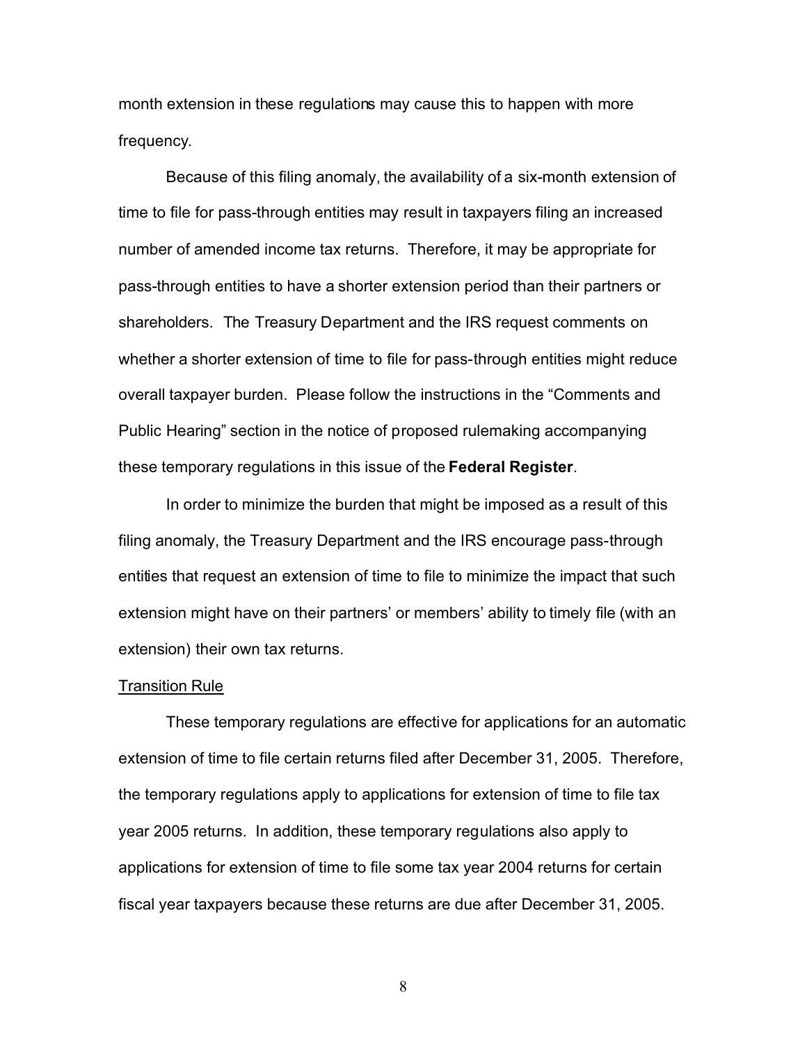month extension in these regulations may cause this to happen with more frequency.

Because of this filing anomaly, the availability of a six-month extension of time to file for pass-through entities may result in taxpayers filing an increased number of amended income tax returns. Therefore, it may be appropriate for pass-through entities to have a shorter extension period than their partners or shareholders. The Treasury Department and the IRS request comments on whether a shorter extension of time to file for pass-through entities might reduce overall taxpayer burden. Please follow the instructions in the "Comments and Public Hearing" section in the notice of proposed rulemaking accompanying these temporary regulations in this issue of the **Federal Register**.

In order to minimize the burden that might be imposed as a result of this filing anomaly, the Treasury Department and the IRS encourage pass-through entities that request an extension of time to file to minimize the impact that such extension might have on their partners' or members' ability to timely file (with an extension) their own tax returns.

Transition Rule

These temporary regulations are effective for applications for an automatic extension of time to file certain returns filed after December 31, 2005. Therefore, the temporary regulations apply to applications for extension of time to file tax year 2005 returns. In addition, these temporary regulations also apply to applications for extension of time to file some tax year 2004 returns for certain fiscal year taxpayers because these returns are due after December 31, 2005.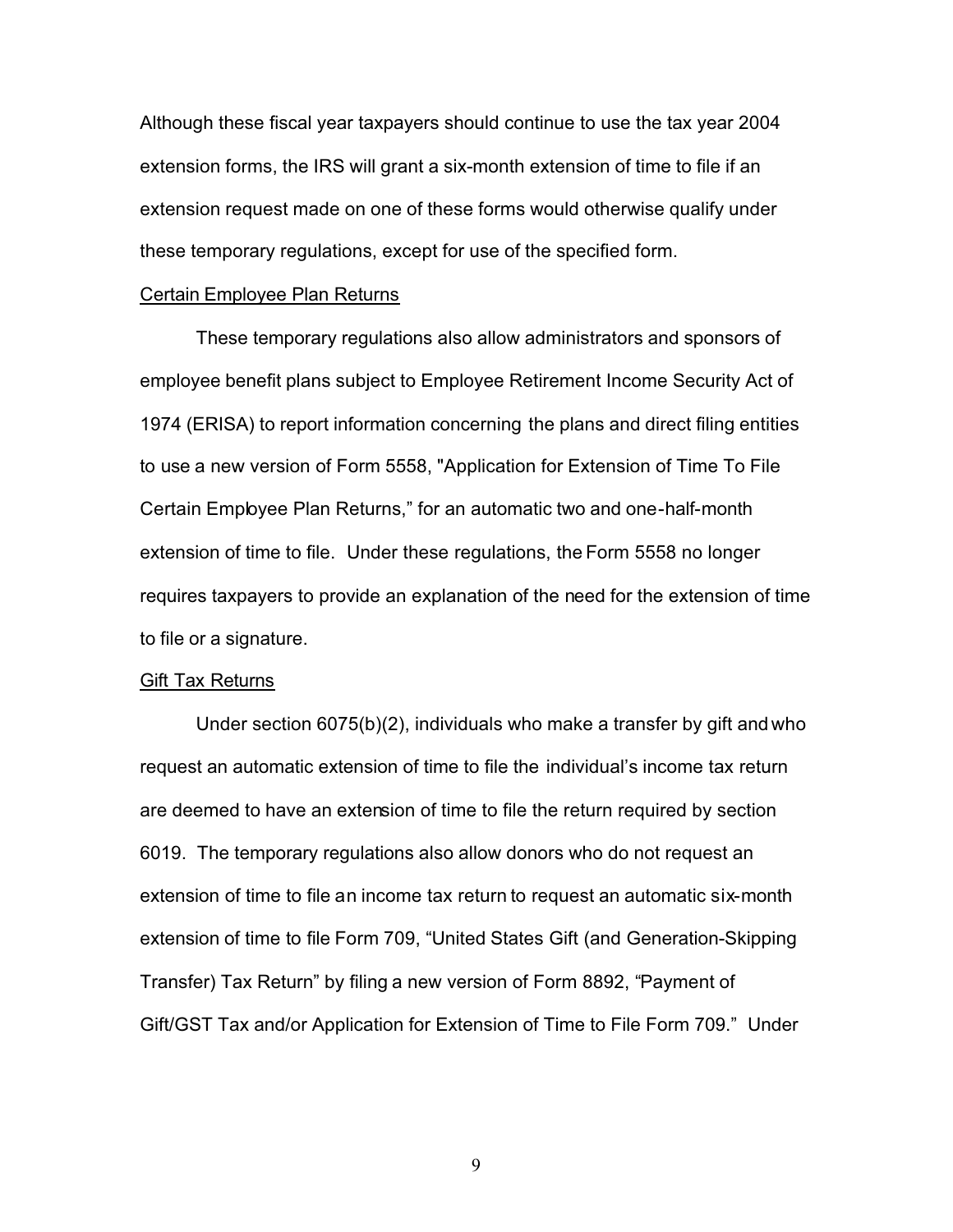Although these fiscal year taxpayers should continue to use the tax year 2004 extension forms, the IRS will grant a six-month extension of time to file if an extension request made on one of these forms would otherwise qualify under these temporary regulations, except for use of the specified form.

Certain Employee Plan Returns

These temporary regulations also allow administrators and sponsors of employee benefit plans subject to Employee Retirement Income Security Act of 1974 (ERISA) to report information concerning the plans and direct filing entities to use a new version of Form 5558, "Application for Extension of Time To File Certain Employee Plan Returns," for an automatic two and one-half-month extension of time to file. Under these regulations, the Form 5558 no longer requires taxpayers to provide an explanation of the need for the extension of time to file or a signature.

Gift Tax Returns

Under section 6075(b)(2), individuals who make a transfer by gift and who request an automatic extension of time to file the individual's income tax return are deemed to have an extension of time to file the return required by section 6019. The temporary regulations also allow donors who do not request an extension of time to file an income tax return to request an automatic six-month extension of time to file Form 709, "United States Gift (and Generation-Skipping Transfer) Tax Return" by filing a new version of Form 8892, "Payment of Gift/GST Tax and/or Application for Extension of Time to File Form 709." Under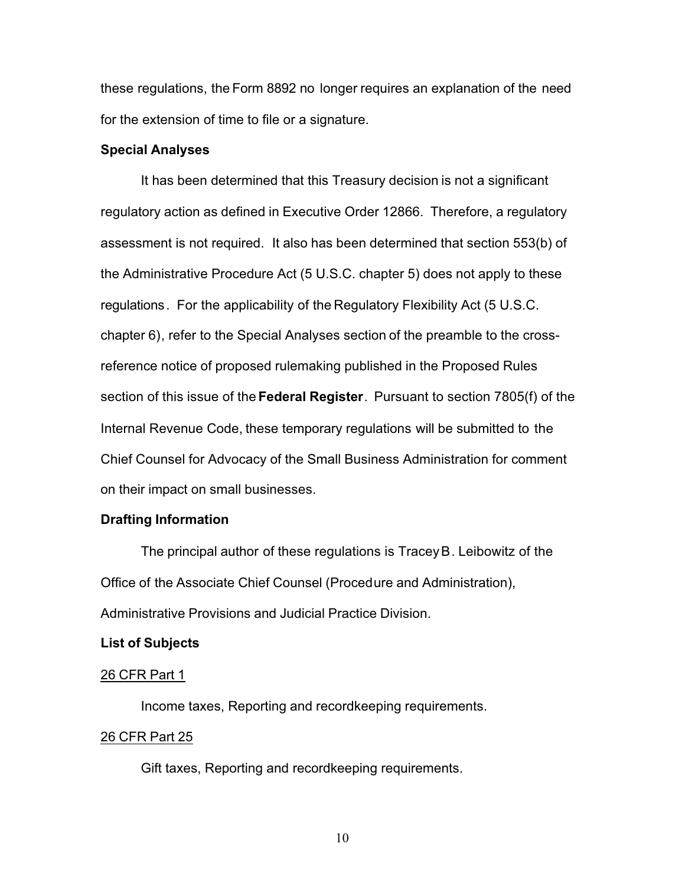these regulations, the Form 8892 no longer requires an explanation of the need for the extension of time to file or a signature.

**Special Analyses**

It has been determined that this Treasury decision is not a significant regulatory action as defined in Executive Order 12866. Therefore, a regulatory assessment is not required. It also has been determined that section 553(b) of the Administrative Procedure Act (5 U.S.C. chapter 5) does not apply to these regulations. For the applicability of the Regulatory Flexibility Act (5 U.S.C. chapter 6), refer to the Special Analyses section of the preamble to the cross-reference notice of proposed rulemaking published in the Proposed Rules section of this issue of the **Federal Register**. Pursuant to section 7805(f) of the Internal Revenue Code, these temporary regulations will be submitted to the Chief Counsel for Advocacy of the Small Business Administration for comment on their impact on small businesses.

**Drafting Information**

The principal author of these regulations is Tracey B. Leibowitz of the Office of the Associate Chief Counsel (Procedure and Administration), Administrative Provisions and Judicial Practice Division.

**List of Subjects**

<u>26 CFR Part 1</u>

Income taxes, Reporting and recordkeeping requirements.

<u>26 CFR Part 25</u>

Gift taxes, Reporting and recordkeeping requirements.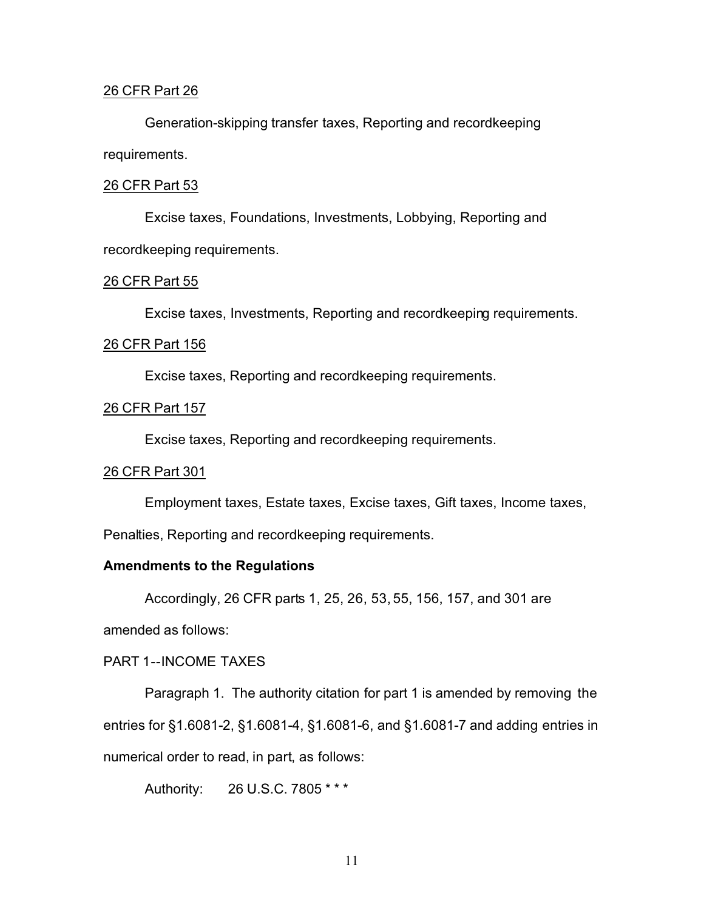26 CFR Part 26

Generation-skipping transfer taxes, Reporting and recordkeeping requirements.

26 CFR Part 53

Excise taxes, Foundations, Investments, Lobbying, Reporting and recordkeeping requirements.

26 CFR Part 55

Excise taxes, Investments, Reporting and recordkeeping requirements.

26 CFR Part 156

Excise taxes, Reporting and recordkeeping requirements.

26 CFR Part 157

Excise taxes, Reporting and recordkeeping requirements.

26 CFR Part 301

Employment taxes, Estate taxes, Excise taxes, Gift taxes, Income taxes, Penalties, Reporting and recordkeeping requirements.

**Amendments to the Regulations**

Accordingly, 26 CFR parts 1, 25, 26, 53, 55, 156, 157, and 301 are amended as follows:

PART 1--INCOME TAXES

Paragraph 1. The authority citation for part 1 is amended by removing the entries for §1.6081-2, §1.6081-4, §1.6081-6, and §1.6081-7 and adding entries in numerical order to read, in part, as follows:

Authority: 26 U.S.C. 7805 * * *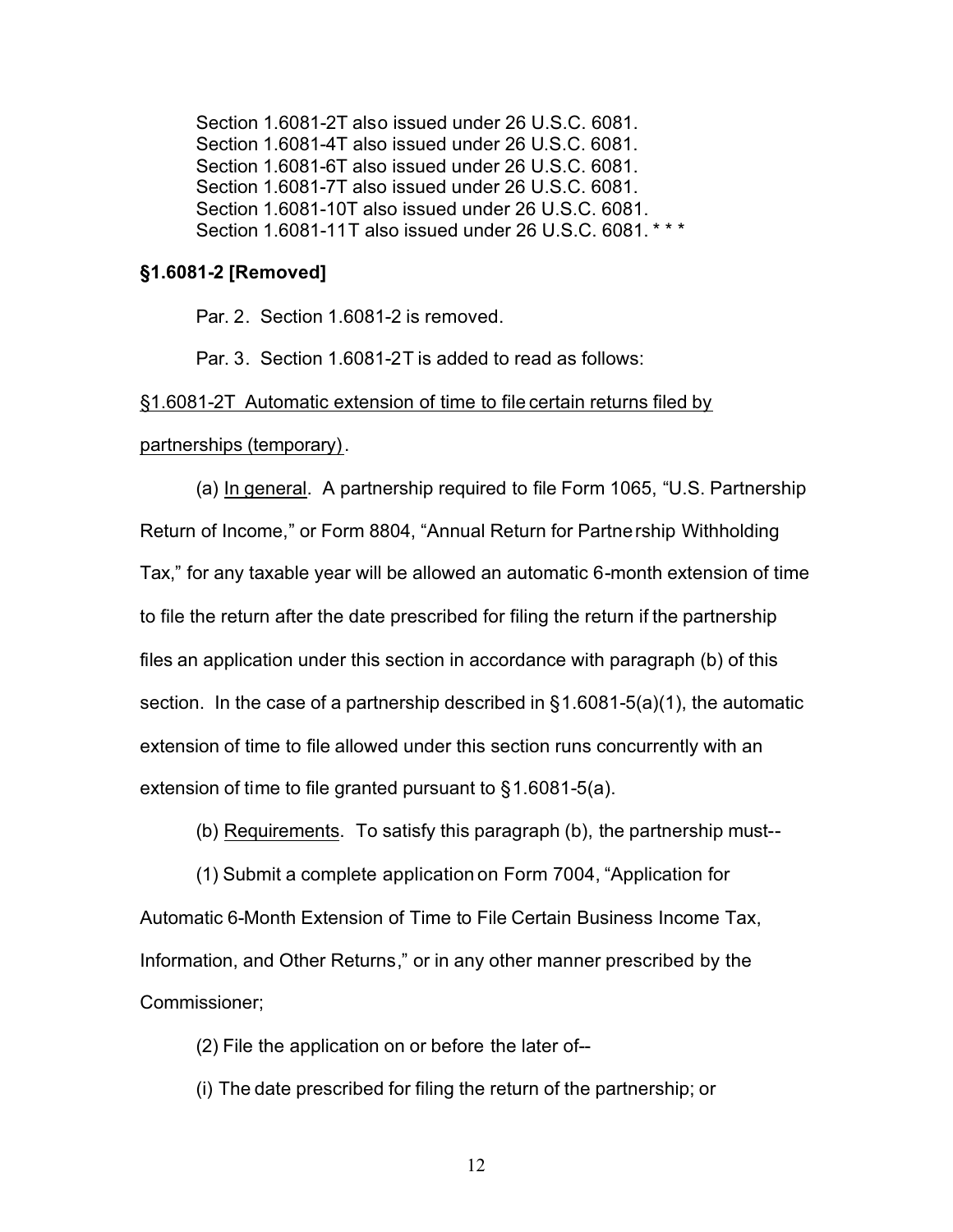Section 1.6081-2T also issued under 26 U.S.C. 6081.
Section 1.6081-4T also issued under 26 U.S.C. 6081.
Section 1.6081-6T also issued under 26 U.S.C. 6081.
Section 1.6081-7T also issued under 26 U.S.C. 6081.
Section 1.6081-10T also issued under 26 U.S.C. 6081.
Section 1.6081-11T also issued under 26 U.S.C. 6081. * * *

**§1.6081-2 [Removed]**

Par. 2. Section 1.6081-2 is removed.

Par. 3. Section 1.6081-2T is added to read as follows:

§1.6081-2T Automatic extension of time to file certain returns filed by partnerships (temporary).

(a) In general. A partnership required to file Form 1065, "U.S. Partnership Return of Income," or Form 8804, "Annual Return for Partnership Withholding Tax," for any taxable year will be allowed an automatic 6-month extension of time to file the return after the date prescribed for filing the return if the partnership files an application under this section in accordance with paragraph (b) of this section. In the case of a partnership described in §1.6081-5(a)(1), the automatic extension of time to file allowed under this section runs concurrently with an extension of time to file granted pursuant to §1.6081-5(a).

(b) Requirements. To satisfy this paragraph (b), the partnership must--

(1) Submit a complete application on Form 7004, "Application for Automatic 6-Month Extension of Time to File Certain Business Income Tax, Information, and Other Returns," or in any other manner prescribed by the Commissioner;

(2) File the application on or before the later of--

(i) The date prescribed for filing the return of the partnership; or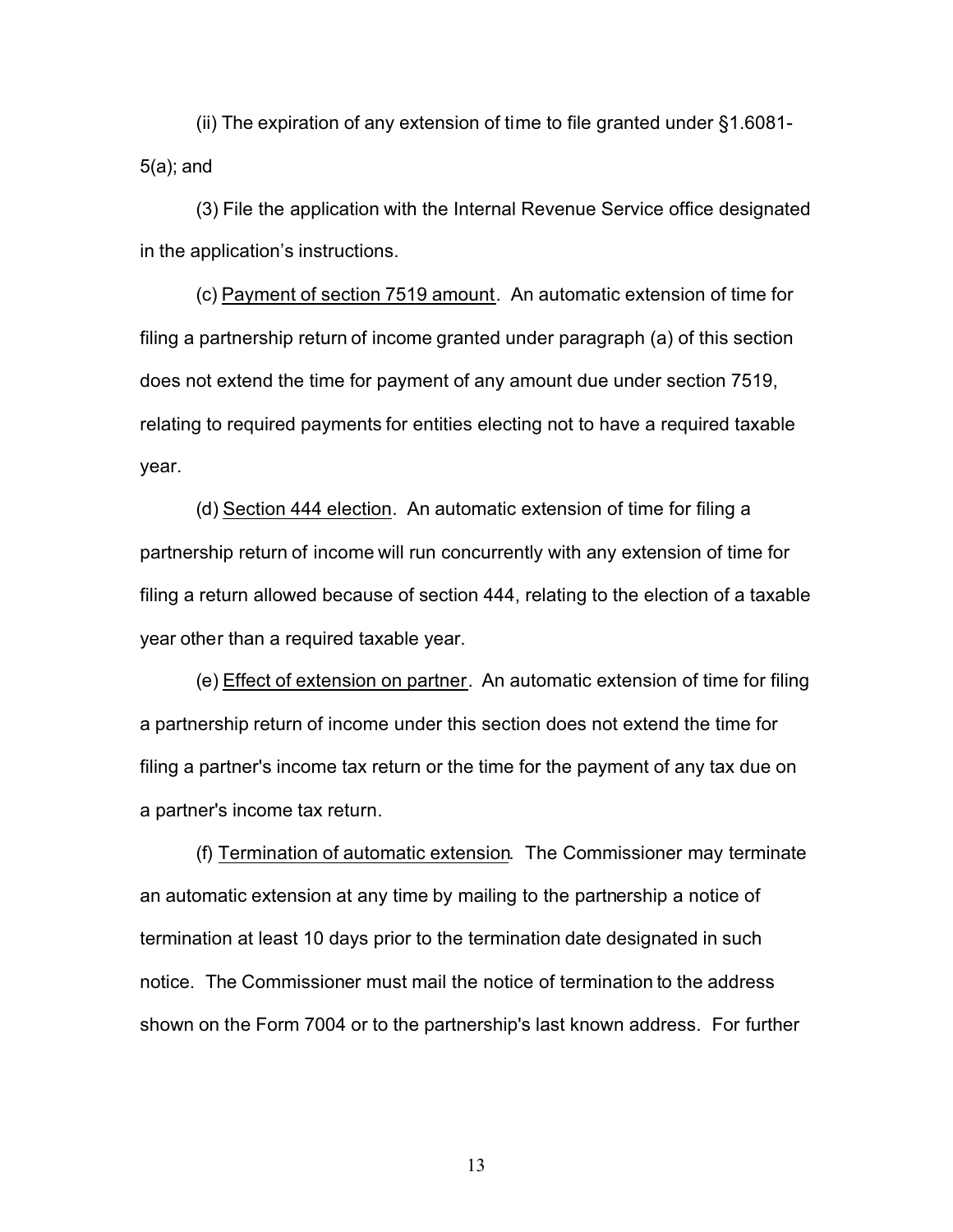(ii) The expiration of any extension of time to file granted under §1.6081-5(a); and

(3) File the application with the Internal Revenue Service office designated in the application's instructions.

(c) <u>Payment of section 7519 amount</u>. An automatic extension of time for filing a partnership return of income granted under paragraph (a) of this section does not extend the time for payment of any amount due under section 7519, relating to required payments for entities electing not to have a required taxable year.

(d) <u>Section 444 election</u>. An automatic extension of time for filing a partnership return of income will run concurrently with any extension of time for filing a return allowed because of section 444, relating to the election of a taxable year other than a required taxable year.

(e) <u>Effect of extension on partner</u>. An automatic extension of time for filing a partnership return of income under this section does not extend the time for filing a partner's income tax return or the time for the payment of any tax due on a partner's income tax return.

(f) <u>Termination of automatic extension</u>. The Commissioner may terminate an automatic extension at any time by mailing to the partnership a notice of termination at least 10 days prior to the termination date designated in such notice. The Commissioner must mail the notice of termination to the address shown on the Form 7004 or to the partnership's last known address. For further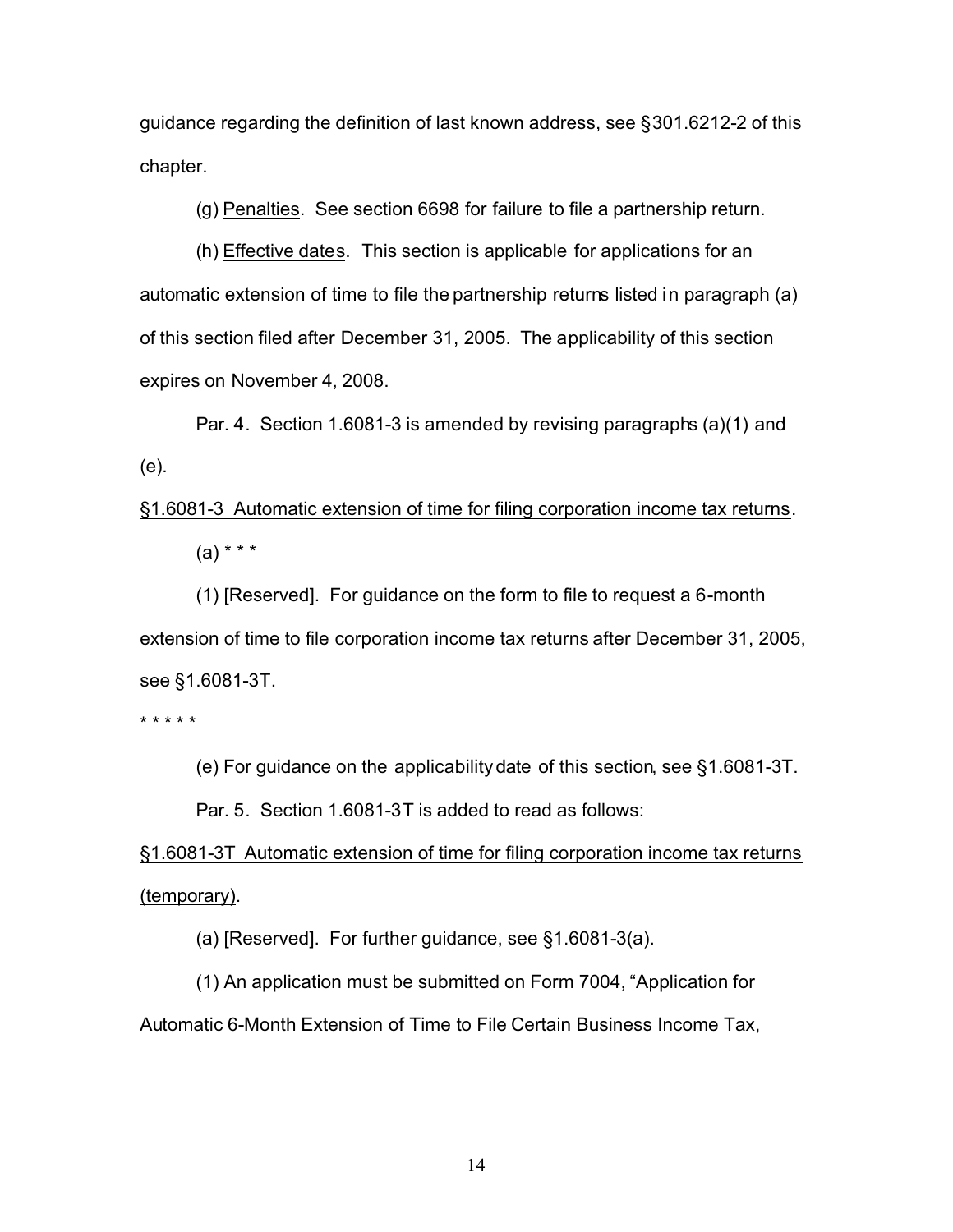guidance regarding the definition of last known address, see §301.6212-2 of this chapter.

(g) Penalties. See section 6698 for failure to file a partnership return.

(h) Effective dates. This section is applicable for applications for an automatic extension of time to file the partnership returns listed in paragraph (a) of this section filed after December 31, 2005. The applicability of this section expires on November 4, 2008.

Par. 4. Section 1.6081-3 is amended by revising paragraphs (a)(1) and (e).

§1.6081-3 Automatic extension of time for filing corporation income tax returns.

(a) * * *

(1) [Reserved]. For guidance on the form to file to request a 6-month extension of time to file corporation income tax returns after December 31, 2005, see §1.6081-3T.

* * * * *

(e) For guidance on the applicability date of this section, see §1.6081-3T.

Par. 5. Section 1.6081-3T is added to read as follows:

§1.6081-3T Automatic extension of time for filing corporation income tax returns (temporary).

(a) [Reserved]. For further guidance, see §1.6081-3(a).

(1) An application must be submitted on Form 7004, "Application for Automatic 6-Month Extension of Time to File Certain Business Income Tax,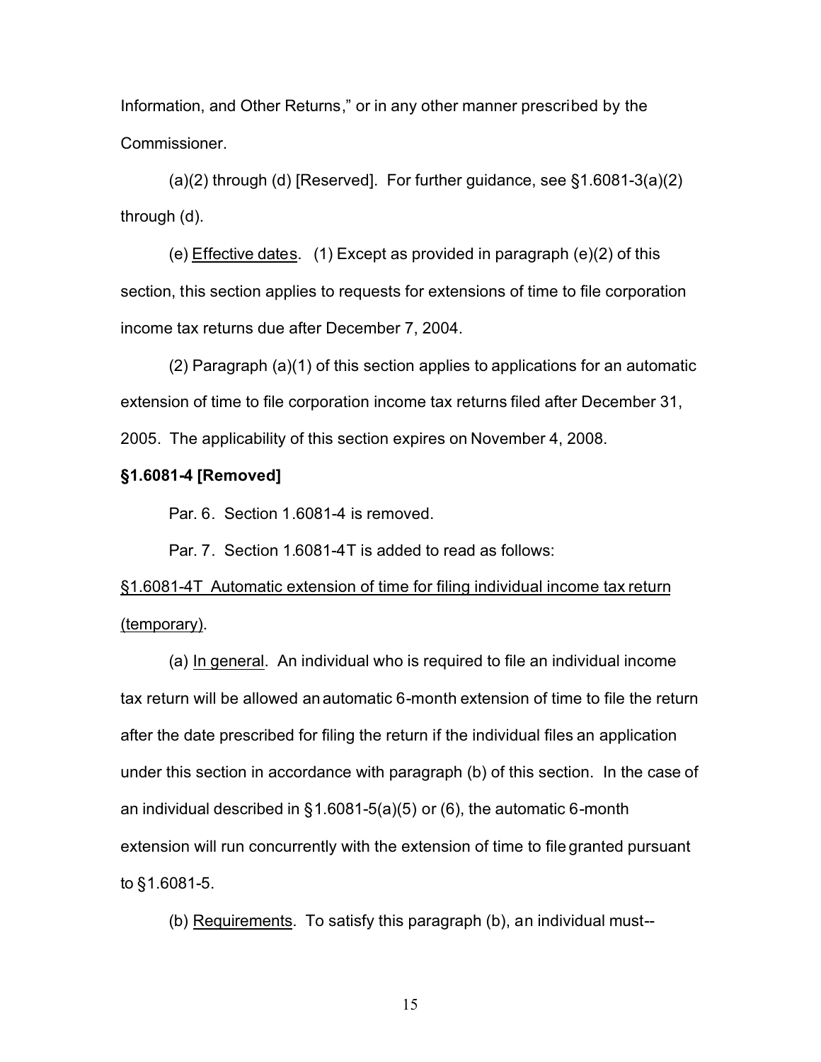Information, and Other Returns," or in any other manner prescribed by the Commissioner.

(a)(2) through (d) [Reserved]. For further guidance, see §1.6081-3(a)(2) through (d).

(e) Effective dates. (1) Except as provided in paragraph (e)(2) of this section, this section applies to requests for extensions of time to file corporation income tax returns due after December 7, 2004.

(2) Paragraph (a)(1) of this section applies to applications for an automatic extension of time to file corporation income tax returns filed after December 31, 2005. The applicability of this section expires on November 4, 2008.

**§1.6081-4 [Removed]**

Par. 6. Section 1.6081-4 is removed.

Par. 7. Section 1.6081-4T is added to read as follows:

§1.6081-4T Automatic extension of time for filing individual income tax return (temporary).

(a) In general. An individual who is required to file an individual income tax return will be allowed an automatic 6-month extension of time to file the return after the date prescribed for filing the return if the individual files an application under this section in accordance with paragraph (b) of this section. In the case of an individual described in §1.6081-5(a)(5) or (6), the automatic 6-month extension will run concurrently with the extension of time to file granted pursuant to §1.6081-5.

(b) Requirements. To satisfy this paragraph (b), an individual must--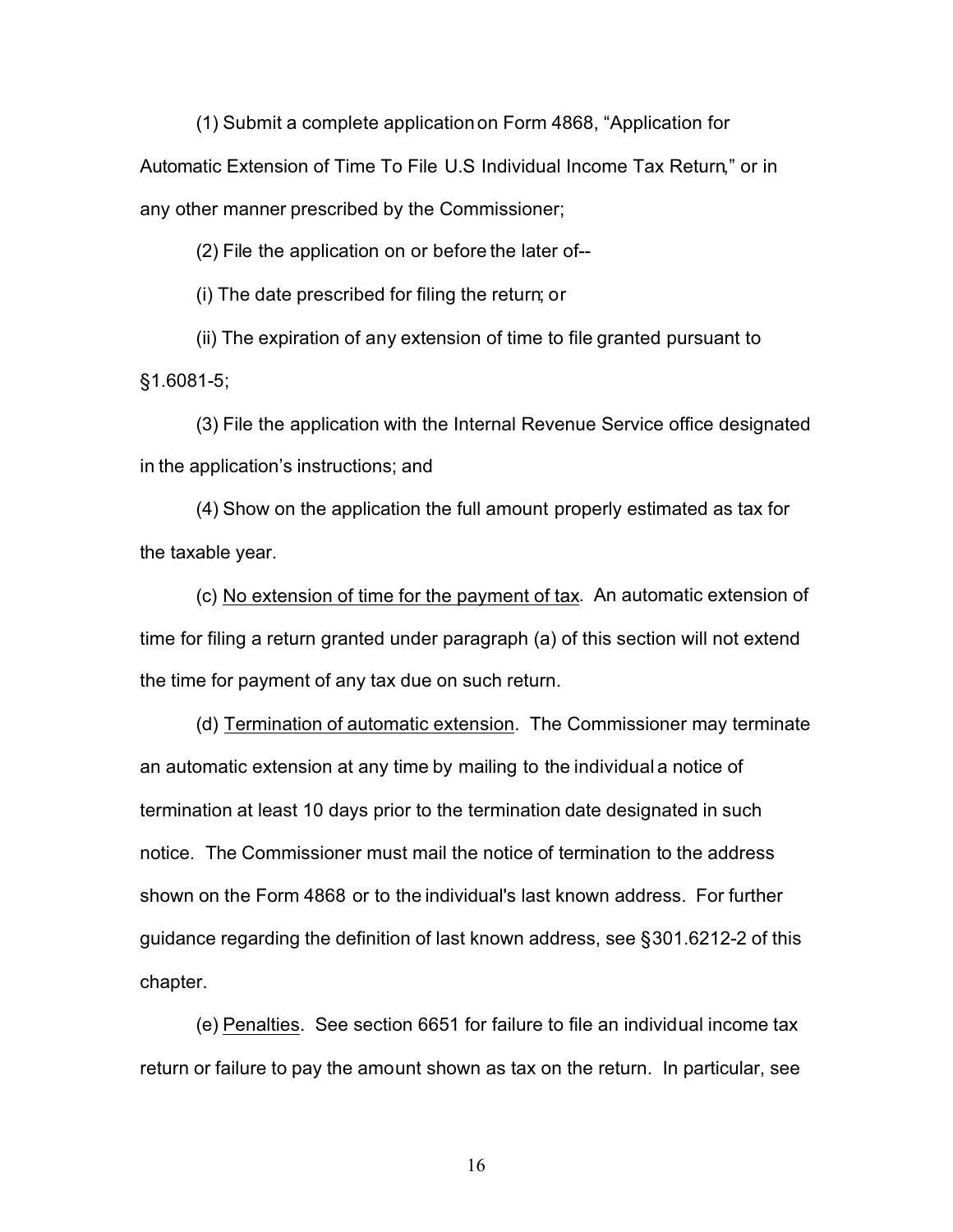(1) Submit a complete application on Form 4868, "Application for Automatic Extension of Time To File U.S Individual Income Tax Return," or in any other manner prescribed by the Commissioner;

(2) File the application on or before the later of--

(i) The date prescribed for filing the return; or

(ii) The expiration of any extension of time to file granted pursuant to §1.6081-5;

(3) File the application with the Internal Revenue Service office designated in the application's instructions; and

(4) Show on the application the full amount properly estimated as tax for the taxable year.

(c) No extension of time for the payment of tax. An automatic extension of time for filing a return granted under paragraph (a) of this section will not extend the time for payment of any tax due on such return.

(d) Termination of automatic extension. The Commissioner may terminate an automatic extension at any time by mailing to the individual a notice of termination at least 10 days prior to the termination date designated in such notice. The Commissioner must mail the notice of termination to the address shown on the Form 4868 or to the individual's last known address. For further guidance regarding the definition of last known address, see §301.6212-2 of this chapter.

(e) Penalties. See section 6651 for failure to file an individual income tax return or failure to pay the amount shown as tax on the return. In particular, see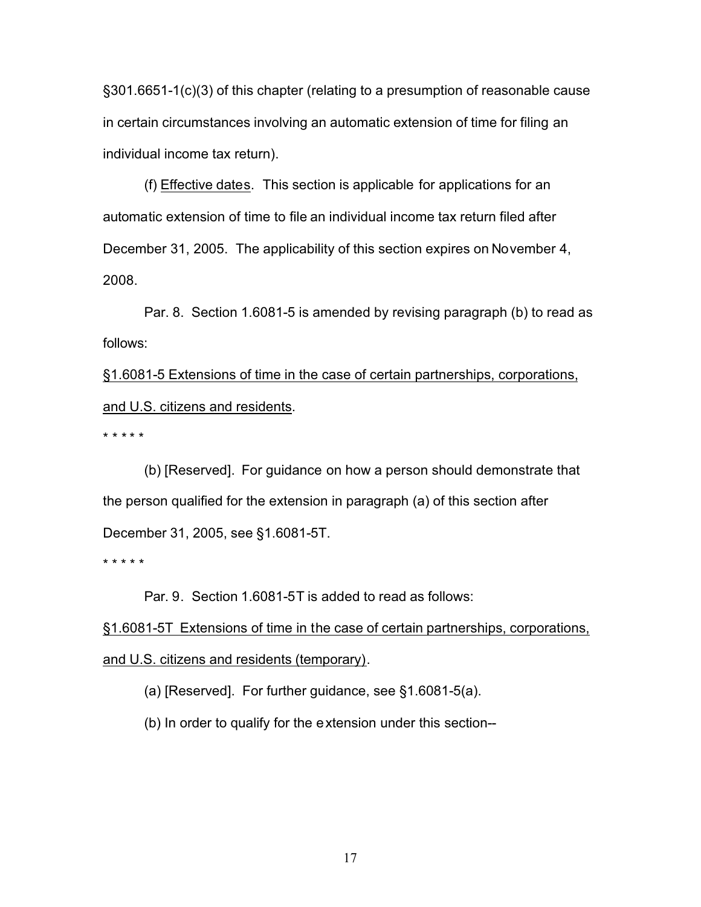§301.6651-1(c)(3) of this chapter (relating to a presumption of reasonable cause in certain circumstances involving an automatic extension of time for filing an individual income tax return).

(f) Effective dates. This section is applicable for applications for an automatic extension of time to file an individual income tax return filed after December 31, 2005. The applicability of this section expires on November 4, 2008.

Par. 8. Section 1.6081-5 is amended by revising paragraph (b) to read as follows:

§1.6081-5 Extensions of time in the case of certain partnerships, corporations, and U.S. citizens and residents.

* * * * *

(b) [Reserved]. For guidance on how a person should demonstrate that the person qualified for the extension in paragraph (a) of this section after December 31, 2005, see §1.6081-5T.

* * * * *

Par. 9. Section 1.6081-5T is added to read as follows:

§1.6081-5T Extensions of time in the case of certain partnerships, corporations, and U.S. citizens and residents (temporary).

(a) [Reserved]. For further guidance, see §1.6081-5(a).

(b) In order to qualify for the extension under this section--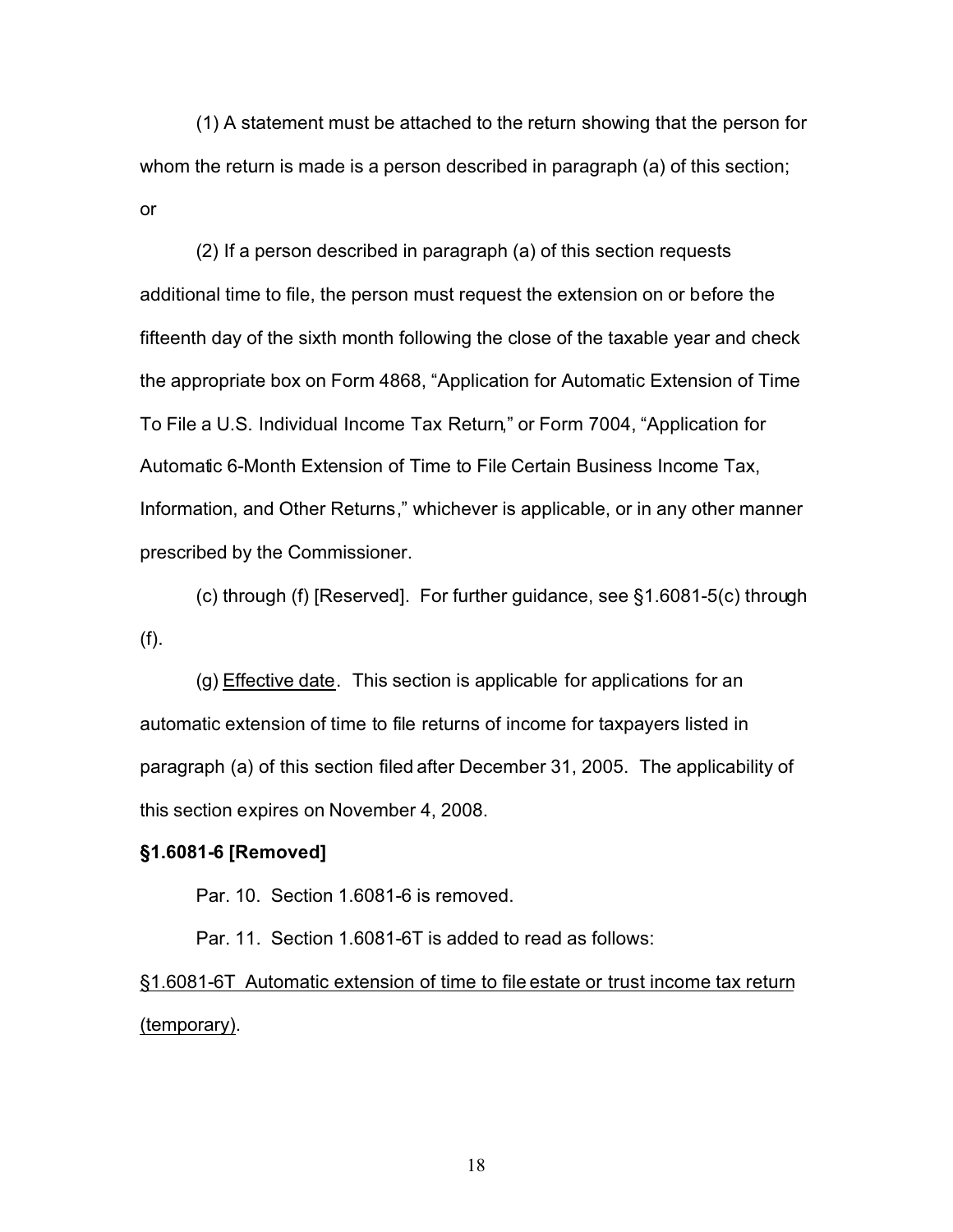(1) A statement must be attached to the return showing that the person for whom the return is made is a person described in paragraph (a) of this section; or

(2) If a person described in paragraph (a) of this section requests additional time to file, the person must request the extension on or before the fifteenth day of the sixth month following the close of the taxable year and check the appropriate box on Form 4868, "Application for Automatic Extension of Time To File a U.S. Individual Income Tax Return," or Form 7004, "Application for Automatic 6-Month Extension of Time to File Certain Business Income Tax, Information, and Other Returns," whichever is applicable, or in any other manner prescribed by the Commissioner.

(c) through (f) [Reserved]. For further guidance, see §1.6081-5(c) through (f).

(g) Effective date. This section is applicable for applications for an automatic extension of time to file returns of income for taxpayers listed in paragraph (a) of this section filed after December 31, 2005. The applicability of this section expires on November 4, 2008.

**§1.6081-6 [Removed]**

Par. 10. Section 1.6081-6 is removed.

Par. 11. Section 1.6081-6T is added to read as follows:

§1.6081-6T Automatic extension of time to file estate or trust income tax return (temporary).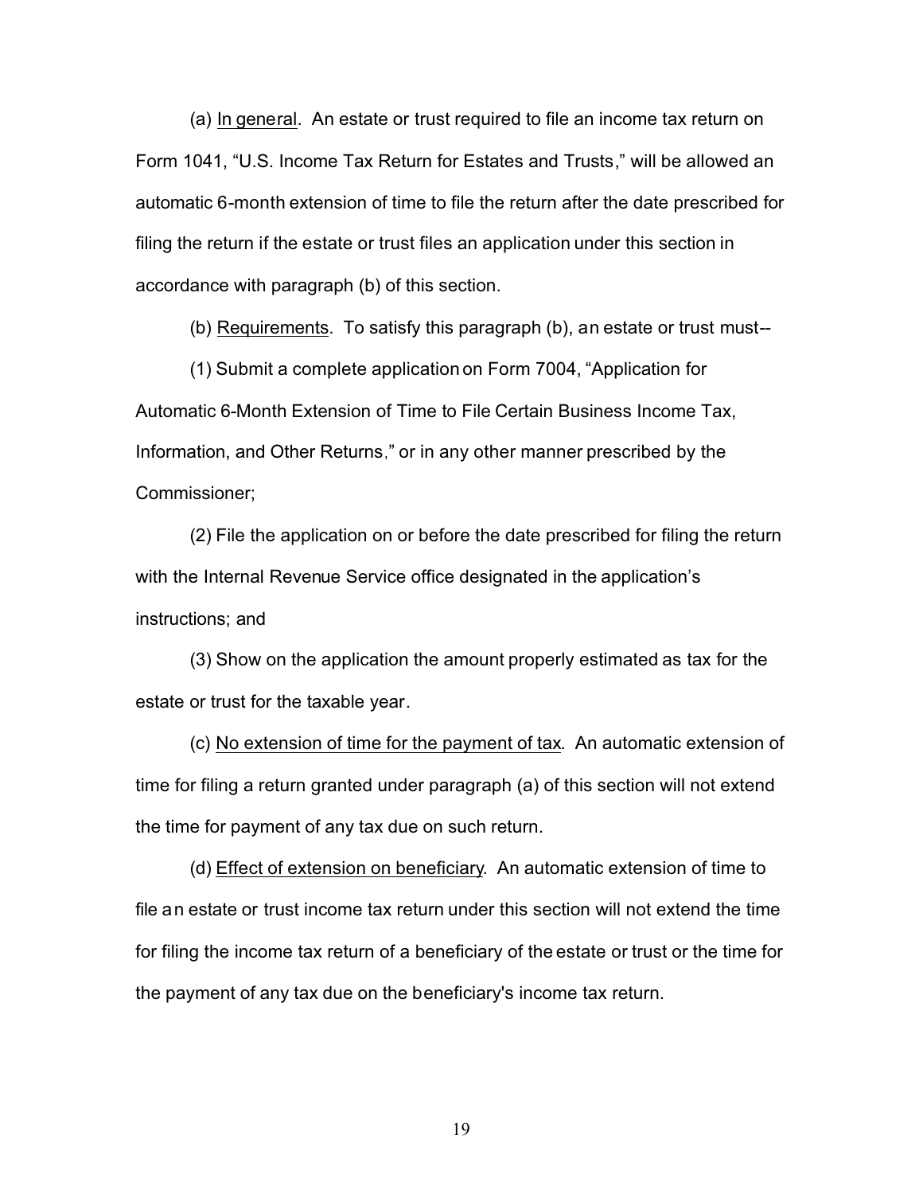(a) In general. An estate or trust required to file an income tax return on Form 1041, "U.S. Income Tax Return for Estates and Trusts," will be allowed an automatic 6-month extension of time to file the return after the date prescribed for filing the return if the estate or trust files an application under this section in accordance with paragraph (b) of this section.

(b) Requirements. To satisfy this paragraph (b), an estate or trust must--

(1) Submit a complete application on Form 7004, "Application for Automatic 6-Month Extension of Time to File Certain Business Income Tax, Information, and Other Returns," or in any other manner prescribed by the Commissioner;

(2) File the application on or before the date prescribed for filing the return with the Internal Revenue Service office designated in the application's instructions; and

(3) Show on the application the amount properly estimated as tax for the estate or trust for the taxable year.

(c) No extension of time for the payment of tax. An automatic extension of time for filing a return granted under paragraph (a) of this section will not extend the time for payment of any tax due on such return.

(d) Effect of extension on beneficiary. An automatic extension of time to file an estate or trust income tax return under this section will not extend the time for filing the income tax return of a beneficiary of the estate or trust or the time for the payment of any tax due on the beneficiary's income tax return.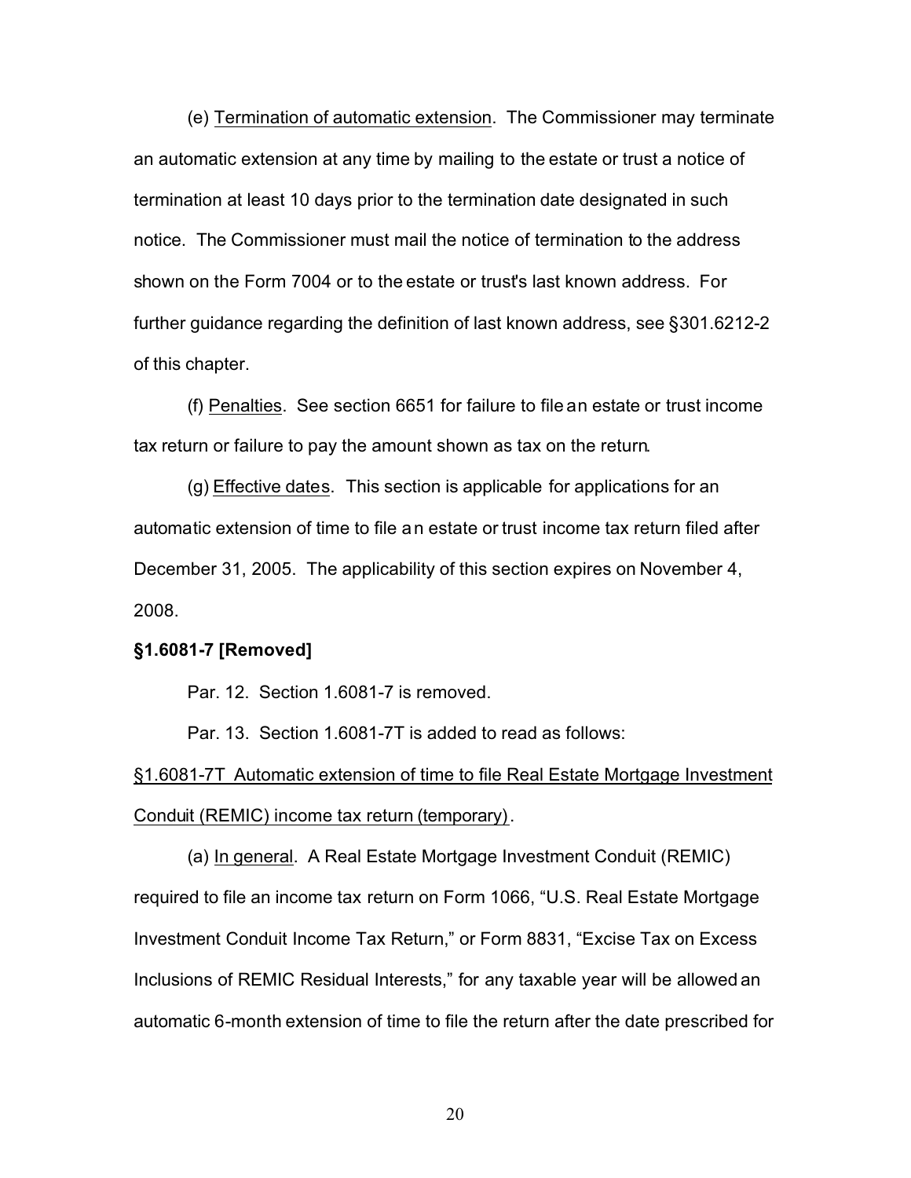(e) Termination of automatic extension. The Commissioner may terminate an automatic extension at any time by mailing to the estate or trust a notice of termination at least 10 days prior to the termination date designated in such notice. The Commissioner must mail the notice of termination to the address shown on the Form 7004 or to the estate or trust's last known address. For further guidance regarding the definition of last known address, see §301.6212-2 of this chapter.

(f) Penalties. See section 6651 for failure to file an estate or trust income tax return or failure to pay the amount shown as tax on the return.

(g) Effective dates. This section is applicable for applications for an automatic extension of time to file an estate or trust income tax return filed after December 31, 2005. The applicability of this section expires on November 4, 2008.

**§1.6081-7 [Removed]**

Par. 12. Section 1.6081-7 is removed.

Par. 13. Section 1.6081-7T is added to read as follows:

§1.6081-7T Automatic extension of time to file Real Estate Mortgage Investment Conduit (REMIC) income tax return (temporary).

(a) In general. A Real Estate Mortgage Investment Conduit (REMIC) required to file an income tax return on Form 1066, "U.S. Real Estate Mortgage Investment Conduit Income Tax Return," or Form 8831, "Excise Tax on Excess Inclusions of REMIC Residual Interests," for any taxable year will be allowed an automatic 6-month extension of time to file the return after the date prescribed for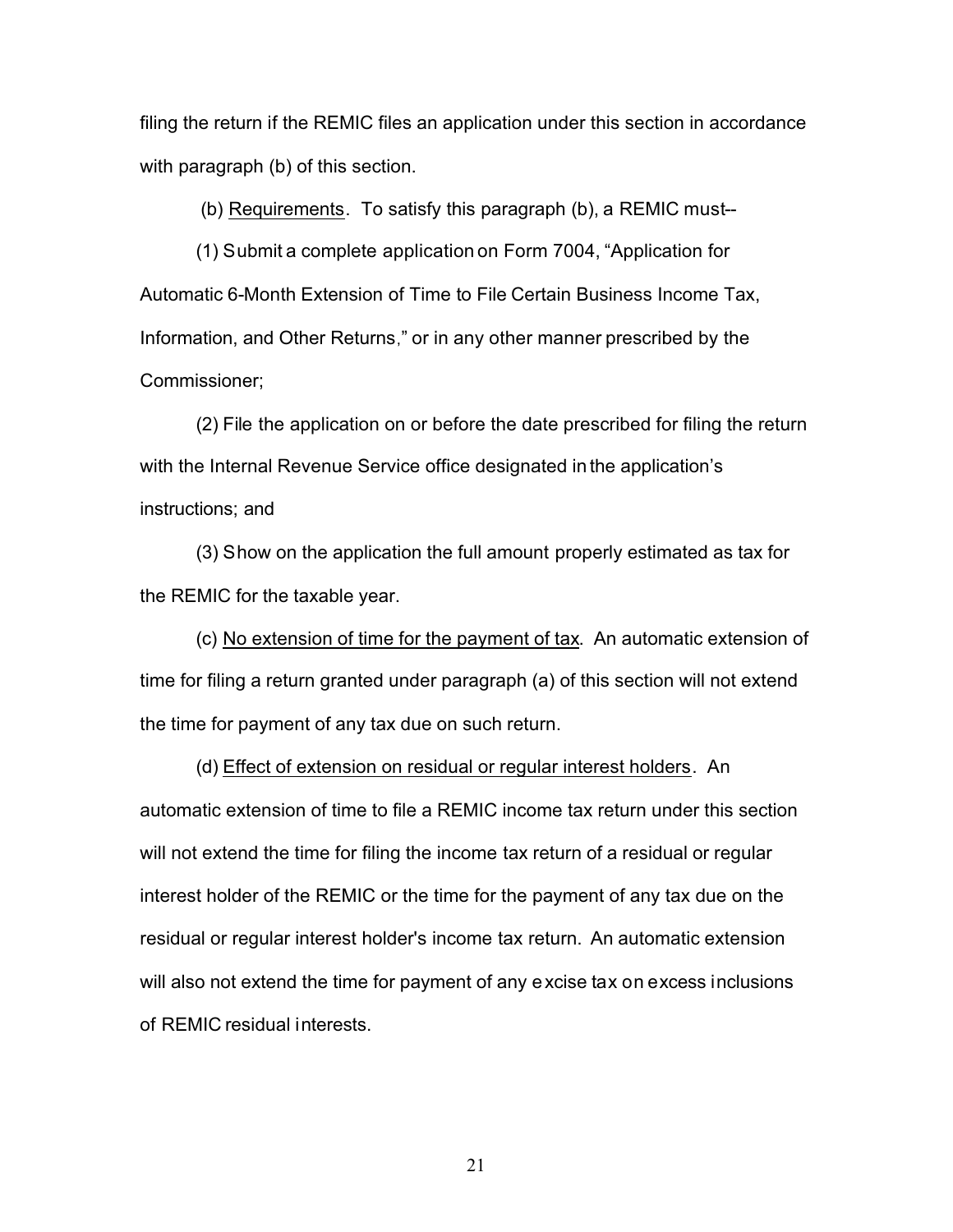filing the return if the REMIC files an application under this section in accordance with paragraph (b) of this section.

(b) Requirements. To satisfy this paragraph (b), a REMIC must--

(1) Submit a complete application on Form 7004, "Application for Automatic 6-Month Extension of Time to File Certain Business Income Tax, Information, and Other Returns," or in any other manner prescribed by the Commissioner;

(2) File the application on or before the date prescribed for filing the return with the Internal Revenue Service office designated in the application's instructions; and

(3) Show on the application the full amount properly estimated as tax for the REMIC for the taxable year.

(c) No extension of time for the payment of tax. An automatic extension of time for filing a return granted under paragraph (a) of this section will not extend the time for payment of any tax due on such return.

(d) Effect of extension on residual or regular interest holders. An automatic extension of time to file a REMIC income tax return under this section will not extend the time for filing the income tax return of a residual or regular interest holder of the REMIC or the time for the payment of any tax due on the residual or regular interest holder's income tax return. An automatic extension will also not extend the time for payment of any excise tax on excess inclusions of REMIC residual interests.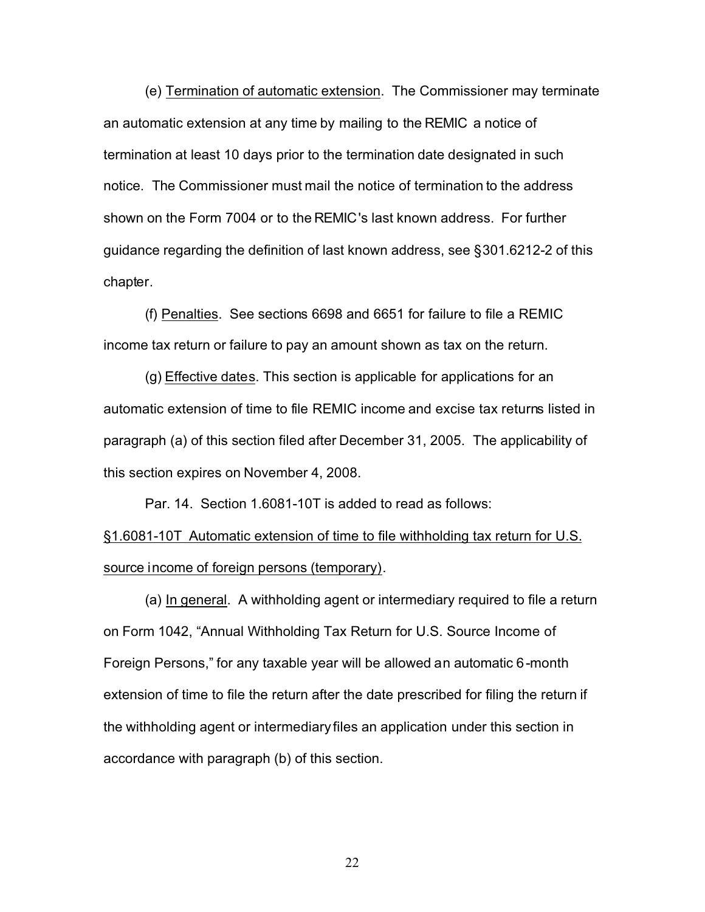(e) Termination of automatic extension. The Commissioner may terminate an automatic extension at any time by mailing to the REMIC a notice of termination at least 10 days prior to the termination date designated in such notice. The Commissioner must mail the notice of termination to the address shown on the Form 7004 or to the REMIC's last known address. For further guidance regarding the definition of last known address, see §301.6212-2 of this chapter.

(f) Penalties. See sections 6698 and 6651 for failure to file a REMIC income tax return or failure to pay an amount shown as tax on the return.

(g) Effective dates. This section is applicable for applications for an automatic extension of time to file REMIC income and excise tax returns listed in paragraph (a) of this section filed after December 31, 2005. The applicability of this section expires on November 4, 2008.

Par. 14. Section 1.6081-10T is added to read as follows:

§1.6081-10T Automatic extension of time to file withholding tax return for U.S. source income of foreign persons (temporary).

(a) In general. A withholding agent or intermediary required to file a return on Form 1042, "Annual Withholding Tax Return for U.S. Source Income of Foreign Persons," for any taxable year will be allowed an automatic 6-month extension of time to file the return after the date prescribed for filing the return if the withholding agent or intermediary files an application under this section in accordance with paragraph (b) of this section.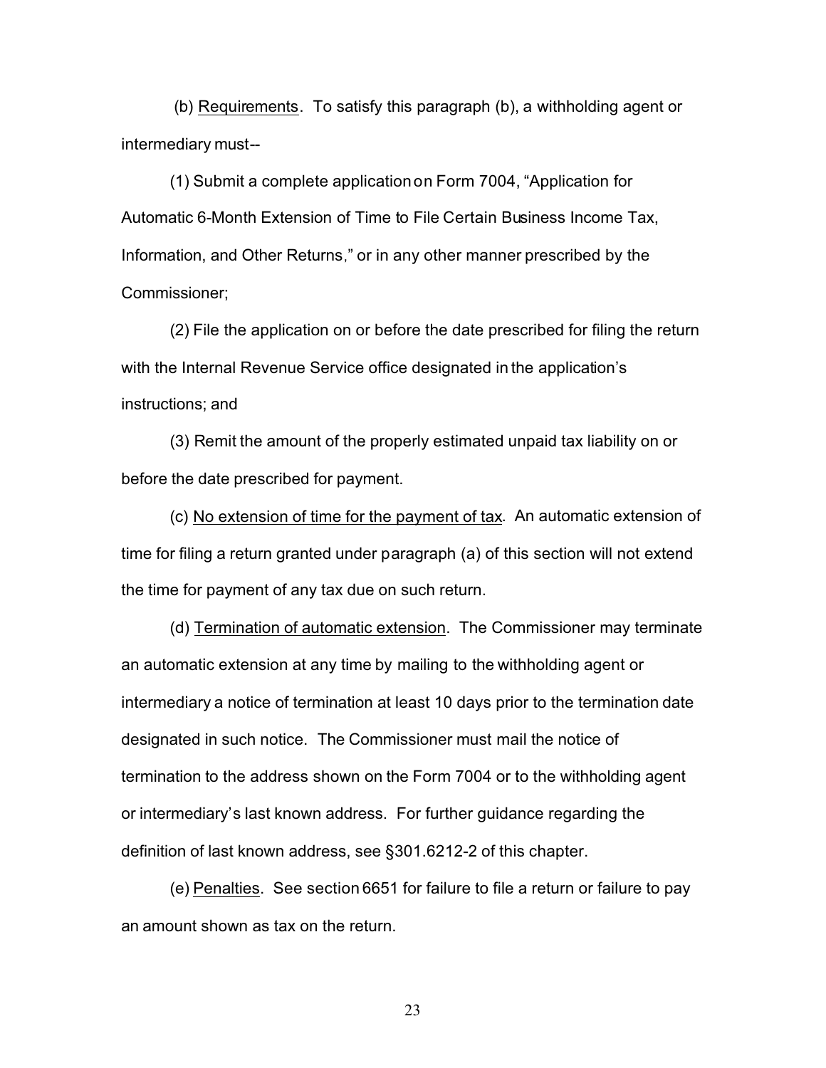(b) Requirements. To satisfy this paragraph (b), a withholding agent or intermediary must--

(1) Submit a complete application on Form 7004, "Application for Automatic 6-Month Extension of Time to File Certain Business Income Tax, Information, and Other Returns," or in any other manner prescribed by the Commissioner;

(2) File the application on or before the date prescribed for filing the return with the Internal Revenue Service office designated in the application's instructions; and

(3) Remit the amount of the properly estimated unpaid tax liability on or before the date prescribed for payment.

(c) No extension of time for the payment of tax. An automatic extension of time for filing a return granted under paragraph (a) of this section will not extend the time for payment of any tax due on such return.

(d) Termination of automatic extension. The Commissioner may terminate an automatic extension at any time by mailing to the withholding agent or intermediary a notice of termination at least 10 days prior to the termination date designated in such notice. The Commissioner must mail the notice of termination to the address shown on the Form 7004 or to the withholding agent or intermediary's last known address. For further guidance regarding the definition of last known address, see §301.6212-2 of this chapter.

(e) Penalties. See section 6651 for failure to file a return or failure to pay an amount shown as tax on the return.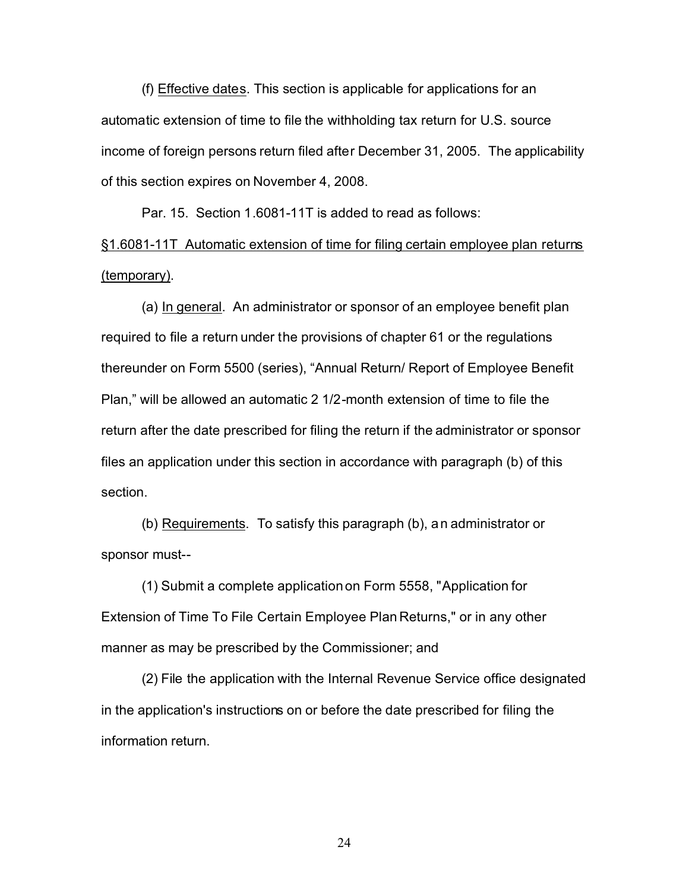(f) Effective dates. This section is applicable for applications for an automatic extension of time to file the withholding tax return for U.S. source income of foreign persons return filed after December 31, 2005. The applicability of this section expires on November 4, 2008.

Par. 15. Section 1.6081-11T is added to read as follows:

§1.6081-11T Automatic extension of time for filing certain employee plan returns (temporary).

(a) In general. An administrator or sponsor of an employee benefit plan required to file a return under the provisions of chapter 61 or the regulations thereunder on Form 5500 (series), "Annual Return/ Report of Employee Benefit Plan," will be allowed an automatic 2 1/2-month extension of time to file the return after the date prescribed for filing the return if the administrator or sponsor files an application under this section in accordance with paragraph (b) of this section.

(b) Requirements. To satisfy this paragraph (b), an administrator or sponsor must--

(1) Submit a complete application on Form 5558, "Application for Extension of Time To File Certain Employee Plan Returns," or in any other manner as may be prescribed by the Commissioner; and

(2) File the application with the Internal Revenue Service office designated in the application's instructions on or before the date prescribed for filing the information return.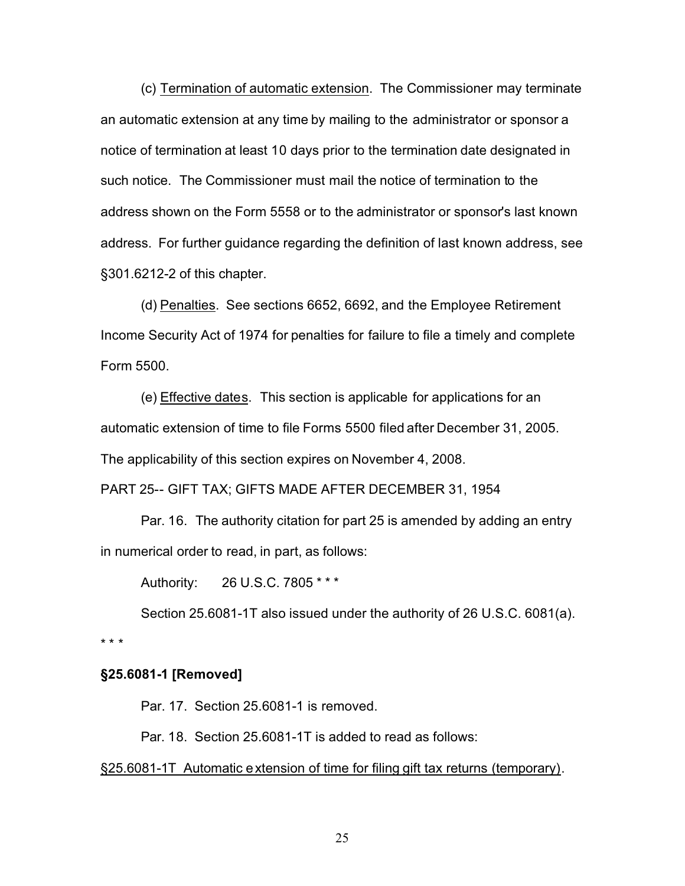(c) Termination of automatic extension. The Commissioner may terminate an automatic extension at any time by mailing to the administrator or sponsor a notice of termination at least 10 days prior to the termination date designated in such notice. The Commissioner must mail the notice of termination to the address shown on the Form 5558 or to the administrator or sponsor's last known address. For further guidance regarding the definition of last known address, see §301.6212-2 of this chapter.

(d) Penalties. See sections 6652, 6692, and the Employee Retirement Income Security Act of 1974 for penalties for failure to file a timely and complete Form 5500.

(e) Effective dates. This section is applicable for applications for an automatic extension of time to file Forms 5500 filed after December 31, 2005. The applicability of this section expires on November 4, 2008.

PART 25-- GIFT TAX; GIFTS MADE AFTER DECEMBER 31, 1954

Par. 16. The authority citation for part 25 is amended by adding an entry in numerical order to read, in part, as follows:

Authority: 26 U.S.C. 7805 * * *

Section 25.6081-1T also issued under the authority of 26 U.S.C. 6081(a).

* * *

**§25.6081-1 [Removed]**

Par. 17. Section 25.6081-1 is removed.

Par. 18. Section 25.6081-1T is added to read as follows:

§25.6081-1T Automatic extension of time for filing gift tax returns (temporary).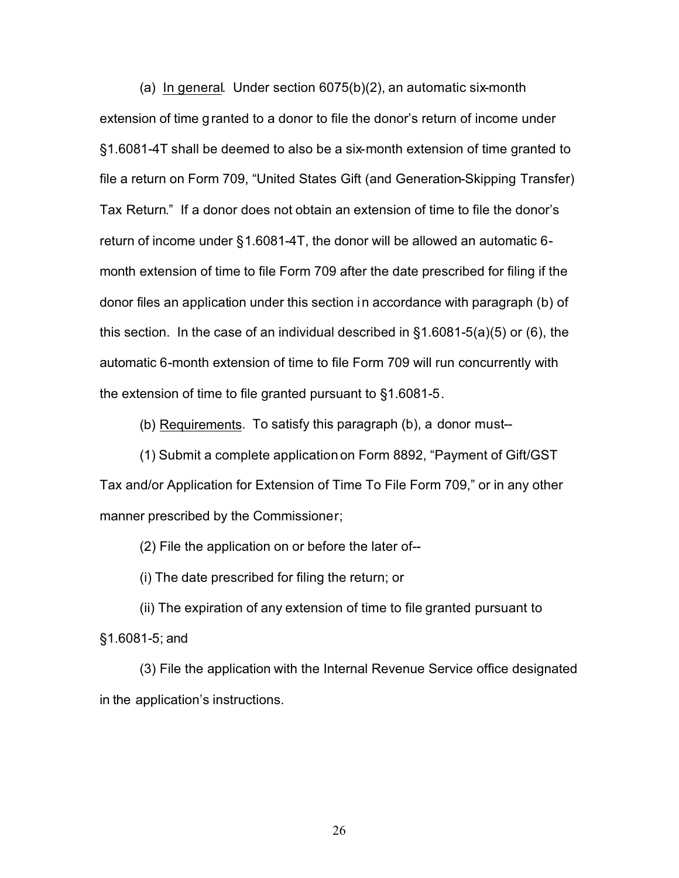(a) In general. Under section 6075(b)(2), an automatic six-month extension of time granted to a donor to file the donor's return of income under §1.6081-4T shall be deemed to also be a six-month extension of time granted to file a return on Form 709, "United States Gift (and Generation-Skipping Transfer) Tax Return." If a donor does not obtain an extension of time to file the donor's return of income under §1.6081-4T, the donor will be allowed an automatic 6-month extension of time to file Form 709 after the date prescribed for filing if the donor files an application under this section in accordance with paragraph (b) of this section. In the case of an individual described in §1.6081-5(a)(5) or (6), the automatic 6-month extension of time to file Form 709 will run concurrently with the extension of time to file granted pursuant to §1.6081-5.

(b) Requirements. To satisfy this paragraph (b), a donor must--

(1) Submit a complete application on Form 8892, "Payment of Gift/GST Tax and/or Application for Extension of Time To File Form 709," or in any other manner prescribed by the Commissioner;

(2) File the application on or before the later of--

(i) The date prescribed for filing the return; or

(ii) The expiration of any extension of time to file granted pursuant to §1.6081-5; and

(3) File the application with the Internal Revenue Service office designated in the application's instructions.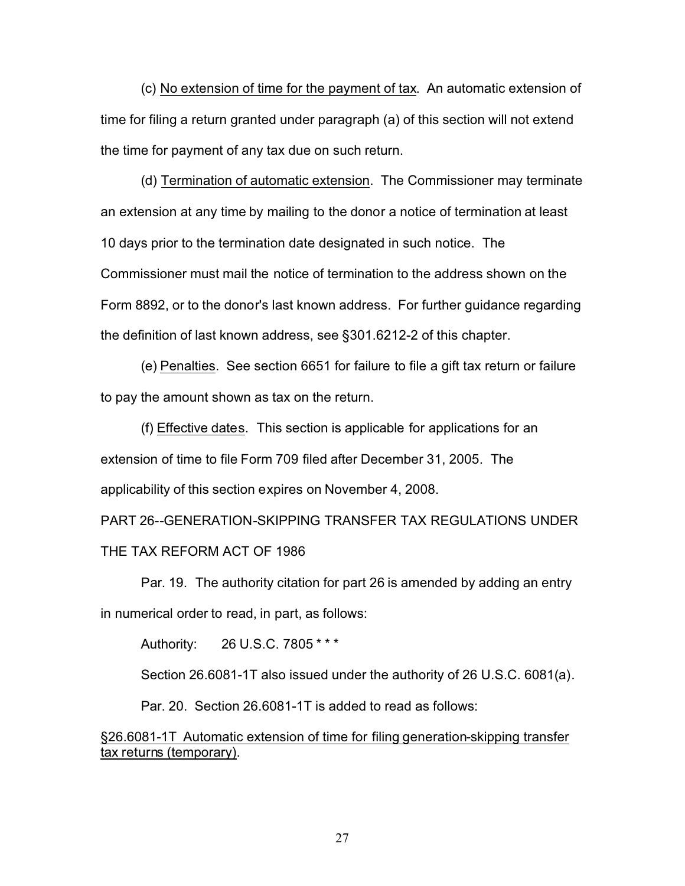(c) No extension of time for the payment of tax. An automatic extension of time for filing a return granted under paragraph (a) of this section will not extend the time for payment of any tax due on such return.

(d) Termination of automatic extension. The Commissioner may terminate an extension at any time by mailing to the donor a notice of termination at least 10 days prior to the termination date designated in such notice. The Commissioner must mail the notice of termination to the address shown on the Form 8892, or to the donor's last known address. For further guidance regarding the definition of last known address, see §301.6212-2 of this chapter.

(e) Penalties. See section 6651 for failure to file a gift tax return or failure to pay the amount shown as tax on the return.

(f) Effective dates. This section is applicable for applications for an extension of time to file Form 709 filed after December 31, 2005. The applicability of this section expires on November 4, 2008.

PART 26--GENERATION-SKIPPING TRANSFER TAX REGULATIONS UNDER THE TAX REFORM ACT OF 1986

Par. 19. The authority citation for part 26 is amended by adding an entry in numerical order to read, in part, as follows:

Authority: 26 U.S.C. 7805 * * *

Section 26.6081-1T also issued under the authority of 26 U.S.C. 6081(a).

Par. 20. Section 26.6081-1T is added to read as follows:

§26.6081-1T Automatic extension of time for filing generation-skipping transfer tax returns (temporary).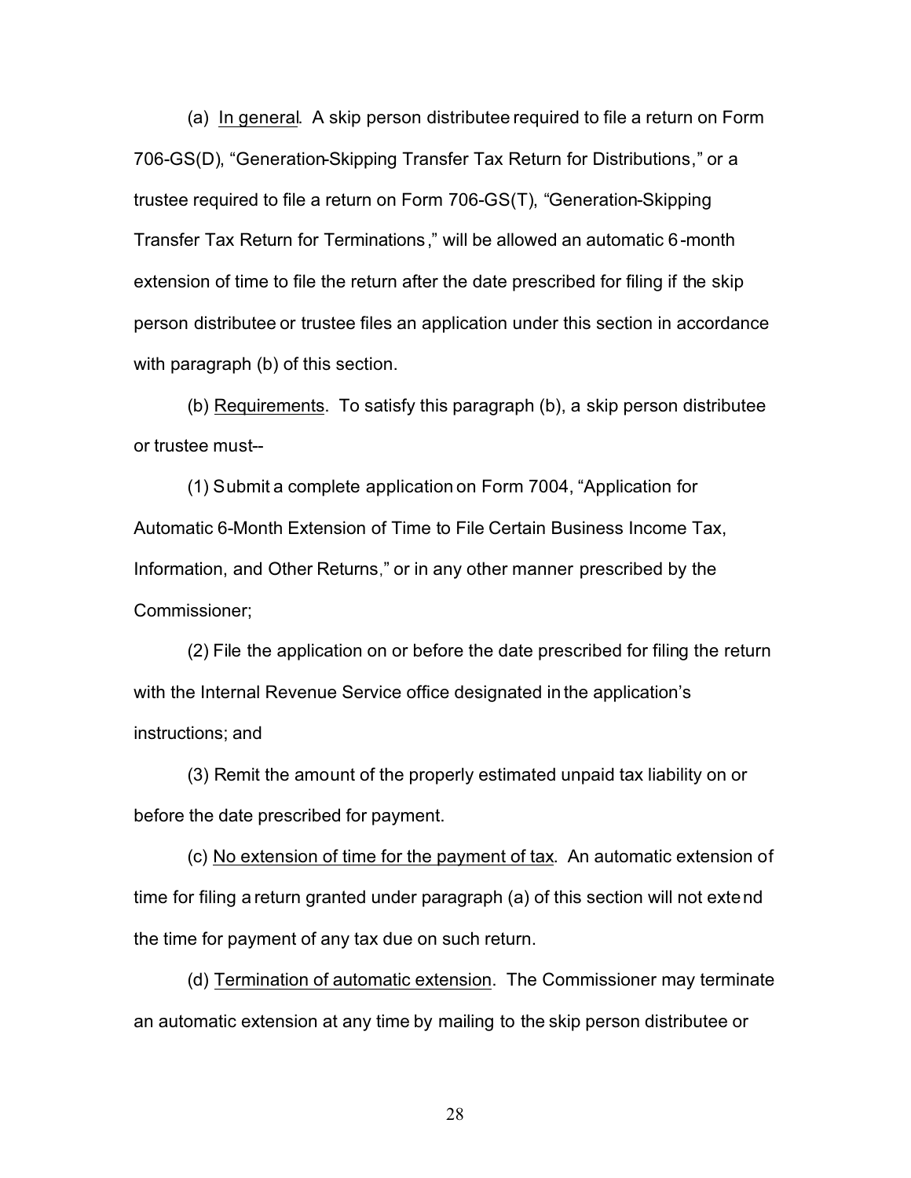(a) In general. A skip person distributee required to file a return on Form 706-GS(D), "Generation-Skipping Transfer Tax Return for Distributions," or a trustee required to file a return on Form 706-GS(T), "Generation-Skipping Transfer Tax Return for Terminations," will be allowed an automatic 6-month extension of time to file the return after the date prescribed for filing if the skip person distributee or trustee files an application under this section in accordance with paragraph (b) of this section.

(b) Requirements. To satisfy this paragraph (b), a skip person distributee or trustee must--

(1) Submit a complete application on Form 7004, "Application for Automatic 6-Month Extension of Time to File Certain Business Income Tax, Information, and Other Returns," or in any other manner prescribed by the Commissioner;

(2) File the application on or before the date prescribed for filing the return with the Internal Revenue Service office designated in the application's instructions; and

(3) Remit the amount of the properly estimated unpaid tax liability on or before the date prescribed for payment.

(c) No extension of time for the payment of tax. An automatic extension of time for filing a return granted under paragraph (a) of this section will not extend the time for payment of any tax due on such return.

(d) Termination of automatic extension. The Commissioner may terminate an automatic extension at any time by mailing to the skip person distributee or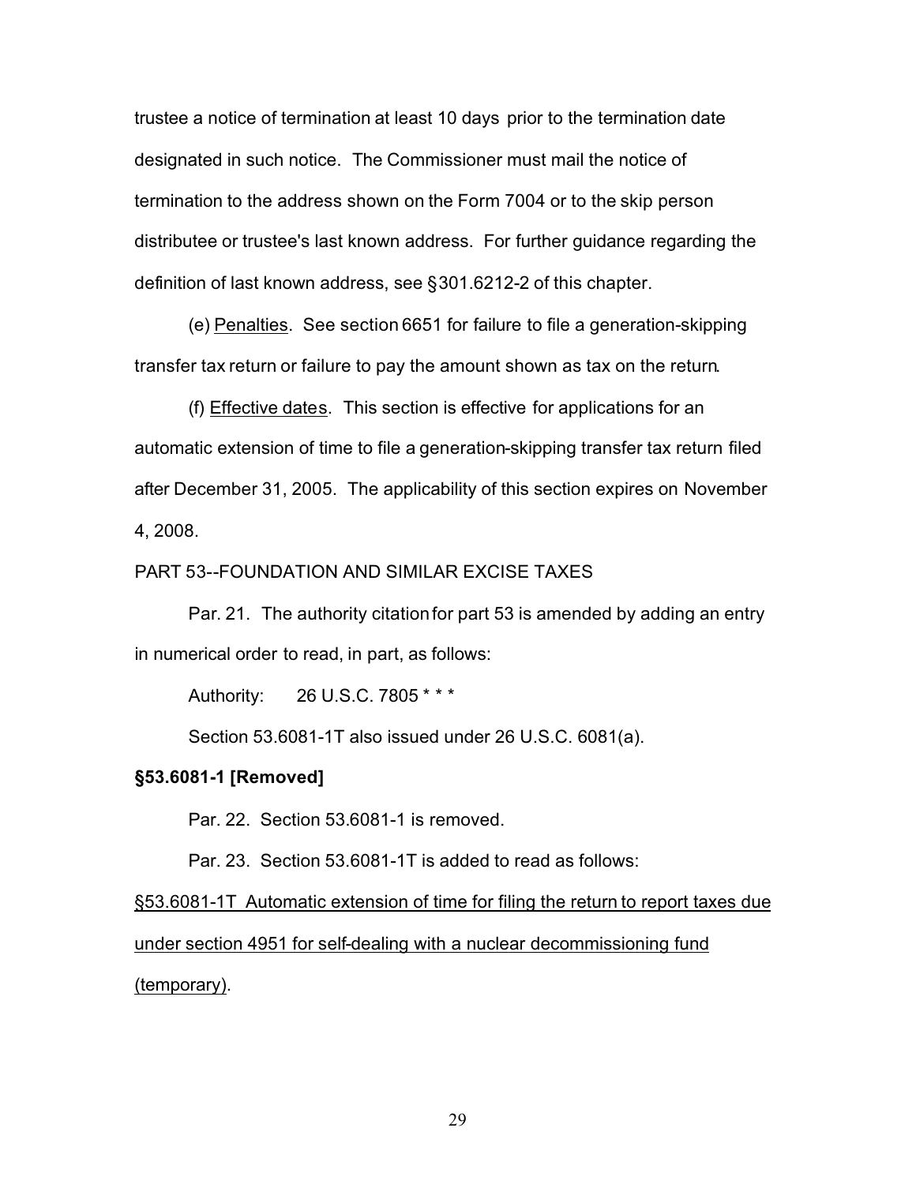trustee a notice of termination at least 10 days prior to the termination date designated in such notice. The Commissioner must mail the notice of termination to the address shown on the Form 7004 or to the skip person distributee or trustee's last known address. For further guidance regarding the definition of last known address, see §301.6212-2 of this chapter.

(e) Penalties. See section 6651 for failure to file a generation-skipping transfer tax return or failure to pay the amount shown as tax on the return.

(f) Effective dates. This section is effective for applications for an automatic extension of time to file a generation-skipping transfer tax return filed after December 31, 2005. The applicability of this section expires on November 4, 2008.

PART 53--FOUNDATION AND SIMILAR EXCISE TAXES

Par. 21. The authority citation for part 53 is amended by adding an entry in numerical order to read, in part, as follows:

Authority: 26 U.S.C. 7805 * * *

Section 53.6081-1T also issued under 26 U.S.C. 6081(a).

**§53.6081-1 [Removed]**

Par. 22. Section 53.6081-1 is removed.

Par. 23. Section 53.6081-1T is added to read as follows:

§53.6081-1T Automatic extension of time for filing the return to report taxes due under section 4951 for self-dealing with a nuclear decommissioning fund (temporary).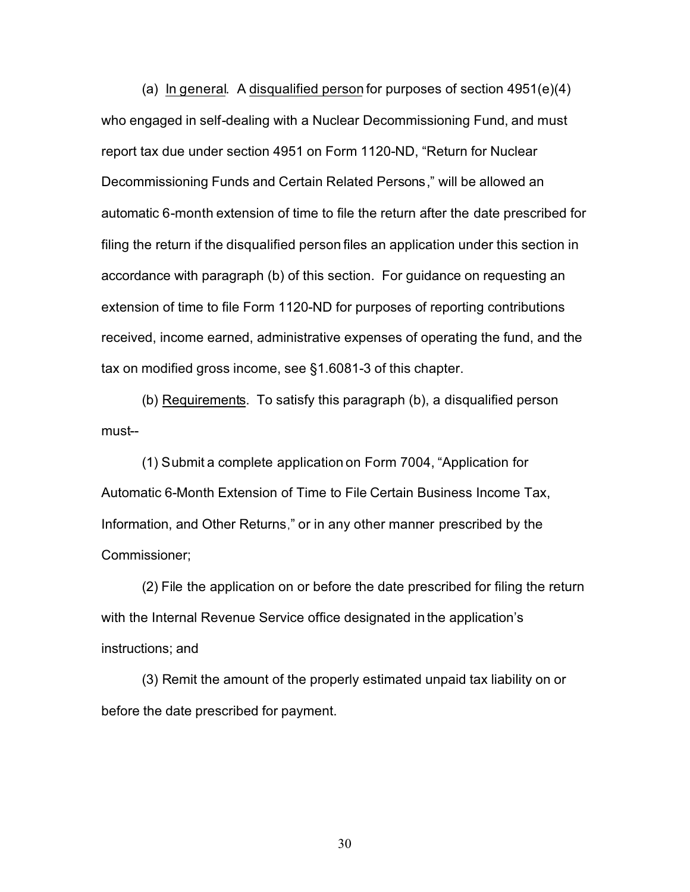(a) In general. A disqualified person for purposes of section 4951(e)(4) who engaged in self-dealing with a Nuclear Decommissioning Fund, and must report tax due under section 4951 on Form 1120-ND, "Return for Nuclear Decommissioning Funds and Certain Related Persons," will be allowed an automatic 6-month extension of time to file the return after the date prescribed for filing the return if the disqualified person files an application under this section in accordance with paragraph (b) of this section. For guidance on requesting an extension of time to file Form 1120-ND for purposes of reporting contributions received, income earned, administrative expenses of operating the fund, and the tax on modified gross income, see §1.6081-3 of this chapter.

(b) Requirements. To satisfy this paragraph (b), a disqualified person must--

(1) Submit a complete application on Form 7004, "Application for Automatic 6-Month Extension of Time to File Certain Business Income Tax, Information, and Other Returns," or in any other manner prescribed by the Commissioner;

(2) File the application on or before the date prescribed for filing the return with the Internal Revenue Service office designated in the application's instructions; and

(3) Remit the amount of the properly estimated unpaid tax liability on or before the date prescribed for payment.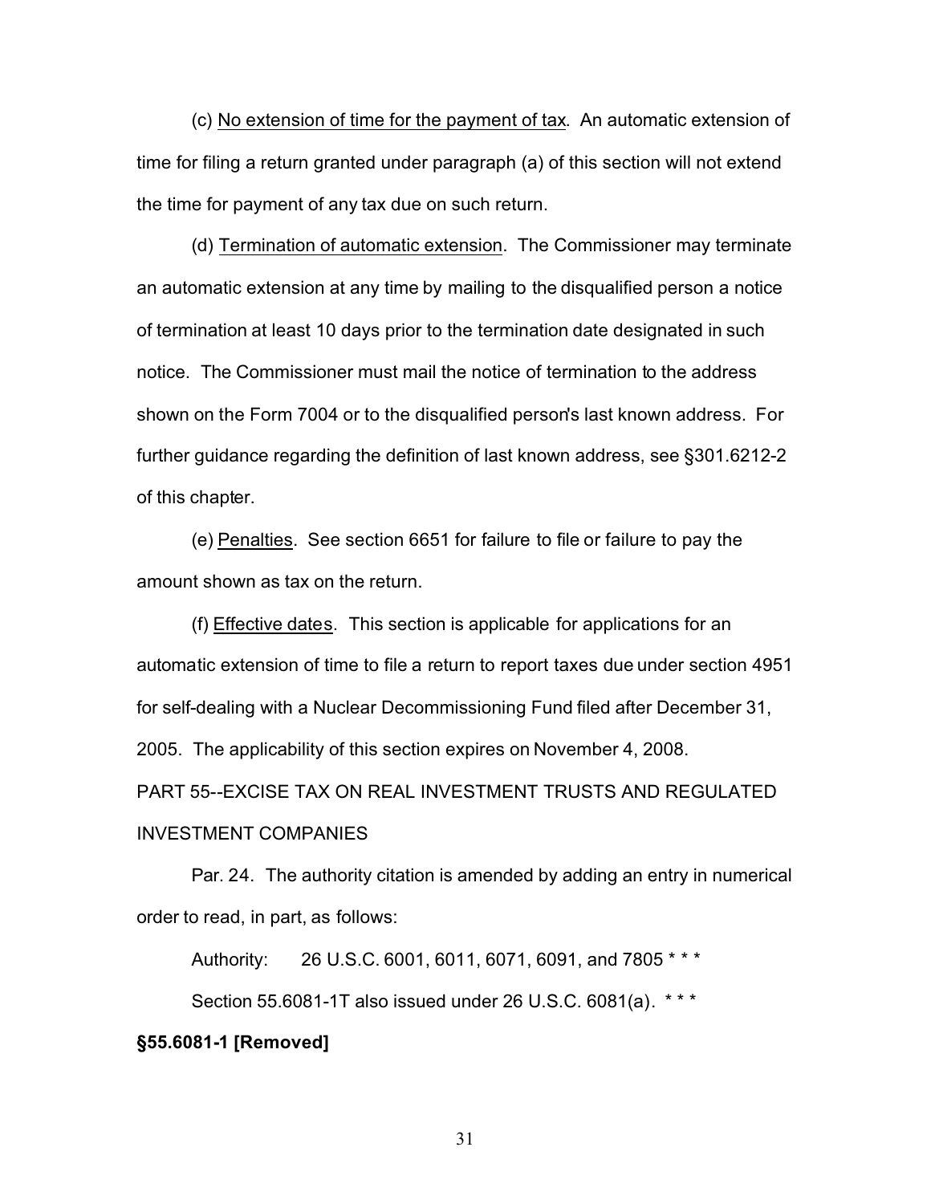(c) No extension of time for the payment of tax. An automatic extension of time for filing a return granted under paragraph (a) of this section will not extend the time for payment of any tax due on such return.

(d) Termination of automatic extension. The Commissioner may terminate an automatic extension at any time by mailing to the disqualified person a notice of termination at least 10 days prior to the termination date designated in such notice. The Commissioner must mail the notice of termination to the address shown on the Form 7004 or to the disqualified person's last known address. For further guidance regarding the definition of last known address, see §301.6212-2 of this chapter.

(e) Penalties. See section 6651 for failure to file or failure to pay the amount shown as tax on the return.

(f) Effective dates. This section is applicable for applications for an automatic extension of time to file a return to report taxes due under section 4951 for self-dealing with a Nuclear Decommissioning Fund filed after December 31, 2005. The applicability of this section expires on November 4, 2008.

PART 55--EXCISE TAX ON REAL INVESTMENT TRUSTS AND REGULATED INVESTMENT COMPANIES

Par. 24. The authority citation is amended by adding an entry in numerical order to read, in part, as follows:

Authority: 26 U.S.C. 6001, 6011, 6071, 6091, and 7805 * * *

Section 55.6081-1T also issued under 26 U.S.C. 6081(a). * * *

**§55.6081-1 [Removed]**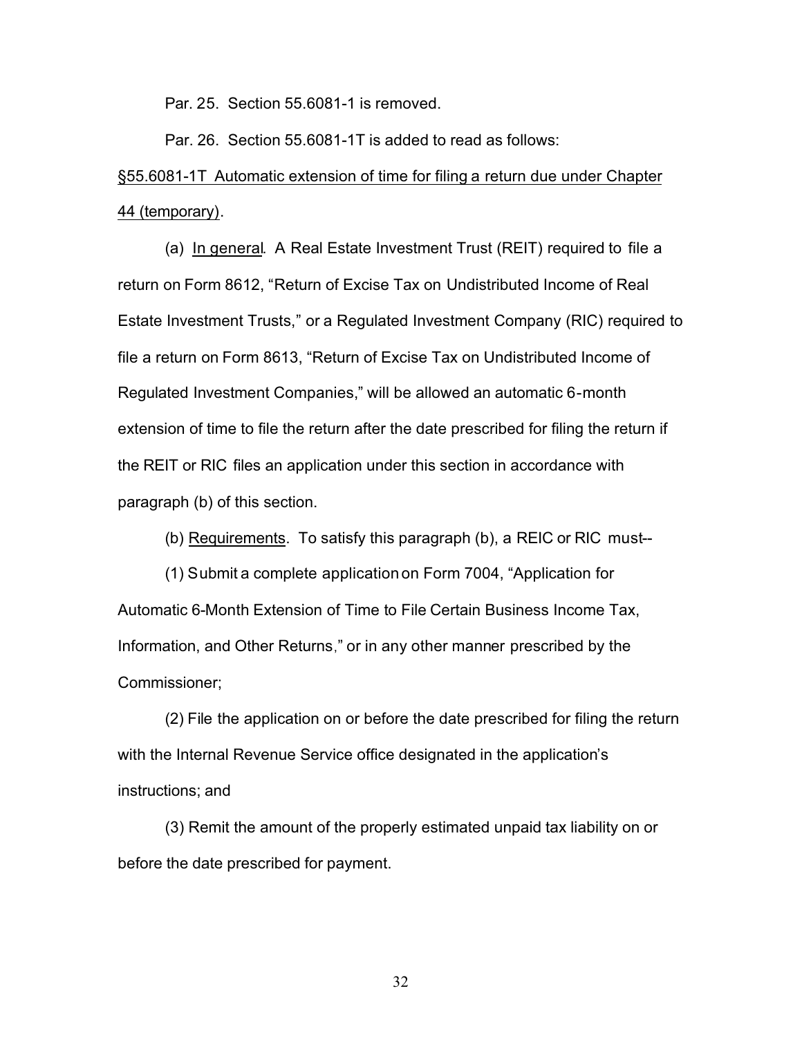Par. 25. Section 55.6081-1 is removed.

Par. 26. Section 55.6081-1T is added to read as follows:

§55.6081-1T Automatic extension of time for filing a return due under Chapter 44 (temporary).

(a) In general. A Real Estate Investment Trust (REIT) required to file a return on Form 8612, "Return of Excise Tax on Undistributed Income of Real Estate Investment Trusts," or a Regulated Investment Company (RIC) required to file a return on Form 8613, "Return of Excise Tax on Undistributed Income of Regulated Investment Companies," will be allowed an automatic 6-month extension of time to file the return after the date prescribed for filing the return if the REIT or RIC files an application under this section in accordance with paragraph (b) of this section.

(b) Requirements. To satisfy this paragraph (b), a REIC or RIC must--

(1) Submit a complete application on Form 7004, "Application for Automatic 6-Month Extension of Time to File Certain Business Income Tax, Information, and Other Returns," or in any other manner prescribed by the Commissioner;

(2) File the application on or before the date prescribed for filing the return with the Internal Revenue Service office designated in the application's instructions; and

(3) Remit the amount of the properly estimated unpaid tax liability on or before the date prescribed for payment.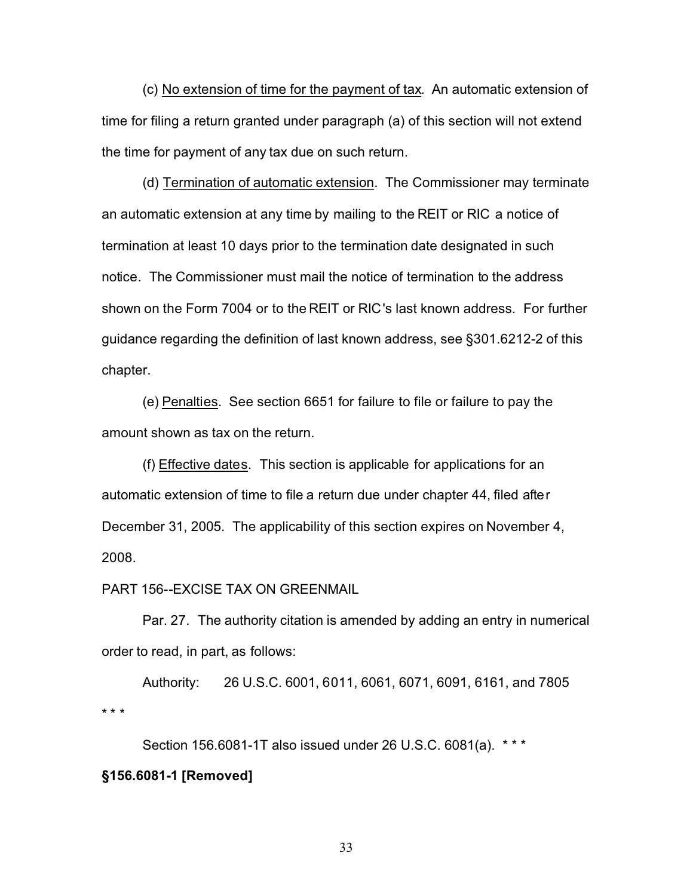(c) No extension of time for the payment of tax. An automatic extension of time for filing a return granted under paragraph (a) of this section will not extend the time for payment of any tax due on such return.

(d) Termination of automatic extension. The Commissioner may terminate an automatic extension at any time by mailing to the REIT or RIC a notice of termination at least 10 days prior to the termination date designated in such notice. The Commissioner must mail the notice of termination to the address shown on the Form 7004 or to the REIT or RIC's last known address. For further guidance regarding the definition of last known address, see §301.6212-2 of this chapter.

(e) Penalties. See section 6651 for failure to file or failure to pay the amount shown as tax on the return.

(f) Effective dates. This section is applicable for applications for an automatic extension of time to file a return due under chapter 44, filed after December 31, 2005. The applicability of this section expires on November 4, 2008.

PART 156--EXCISE TAX ON GREENMAIL

Par. 27. The authority citation is amended by adding an entry in numerical order to read, in part, as follows:

Authority: 26 U.S.C. 6001, 6011, 6061, 6071, 6091, 6161, and 7805 * * *

Section 156.6081-1T also issued under 26 U.S.C. 6081(a). * * *

**§156.6081-1 [Removed]**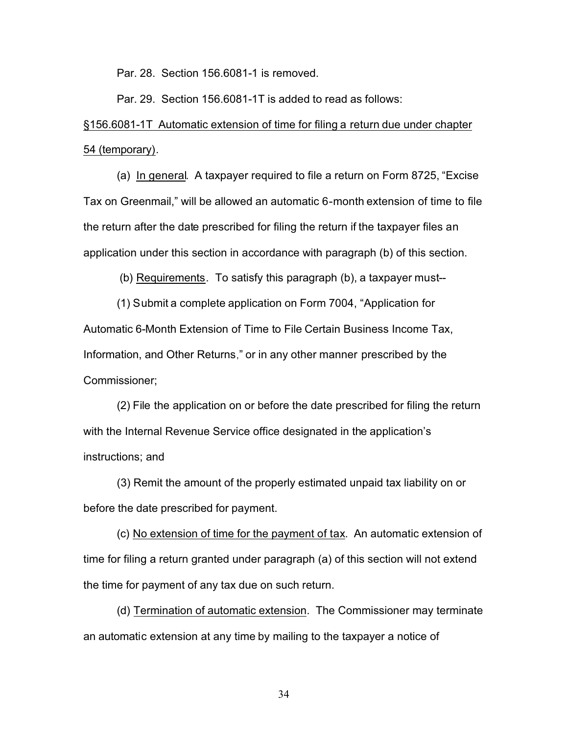Par. 28. Section 156.6081-1 is removed.

Par. 29. Section 156.6081-1T is added to read as follows:

§156.6081-1T Automatic extension of time for filing a return due under chapter 54 (temporary).

(a) In general. A taxpayer required to file a return on Form 8725, "Excise Tax on Greenmail," will be allowed an automatic 6-month extension of time to file the return after the date prescribed for filing the return if the taxpayer files an application under this section in accordance with paragraph (b) of this section.

(b) Requirements. To satisfy this paragraph (b), a taxpayer must--

(1) Submit a complete application on Form 7004, "Application for Automatic 6-Month Extension of Time to File Certain Business Income Tax, Information, and Other Returns," or in any other manner prescribed by the Commissioner;

(2) File the application on or before the date prescribed for filing the return with the Internal Revenue Service office designated in the application's instructions; and

(3) Remit the amount of the properly estimated unpaid tax liability on or before the date prescribed for payment.

(c) No extension of time for the payment of tax. An automatic extension of time for filing a return granted under paragraph (a) of this section will not extend the time for payment of any tax due on such return.

(d) Termination of automatic extension. The Commissioner may terminate an automatic extension at any time by mailing to the taxpayer a notice of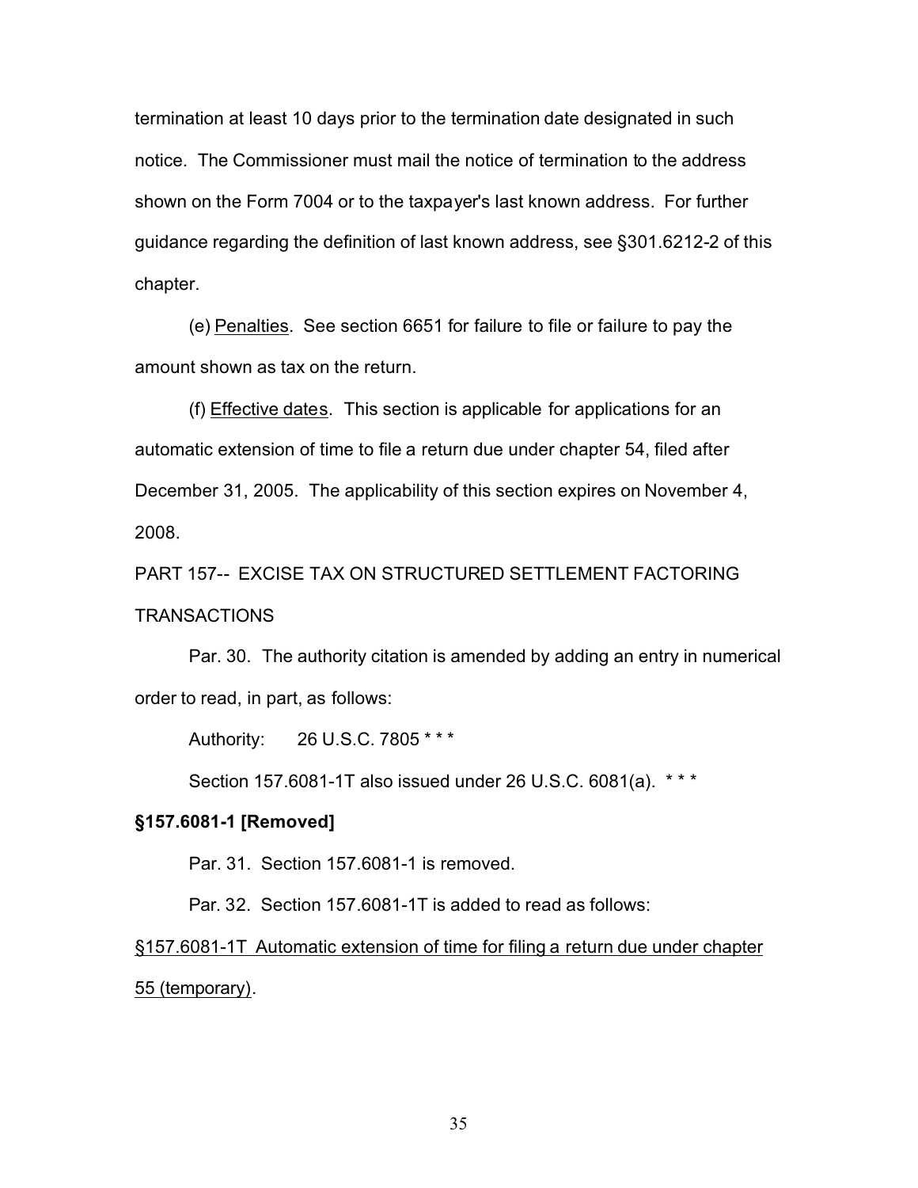termination at least 10 days prior to the termination date designated in such notice. The Commissioner must mail the notice of termination to the address shown on the Form 7004 or to the taxpayer's last known address. For further guidance regarding the definition of last known address, see §301.6212-2 of this chapter.

(e) Penalties. See section 6651 for failure to file or failure to pay the amount shown as tax on the return.

(f) Effective dates. This section is applicable for applications for an automatic extension of time to file a return due under chapter 54, filed after December 31, 2005. The applicability of this section expires on November 4, 2008.

PART 157-- EXCISE TAX ON STRUCTURED SETTLEMENT FACTORING TRANSACTIONS

Par. 30. The authority citation is amended by adding an entry in numerical order to read, in part, as follows:

Authority: 26 U.S.C. 7805 * * *

Section 157.6081-1T also issued under 26 U.S.C. 6081(a). * * *

**§157.6081-1 [Removed]**

Par. 31. Section 157.6081-1 is removed.

Par. 32. Section 157.6081-1T is added to read as follows:

§157.6081-1T Automatic extension of time for filing a return due under chapter 55 (temporary).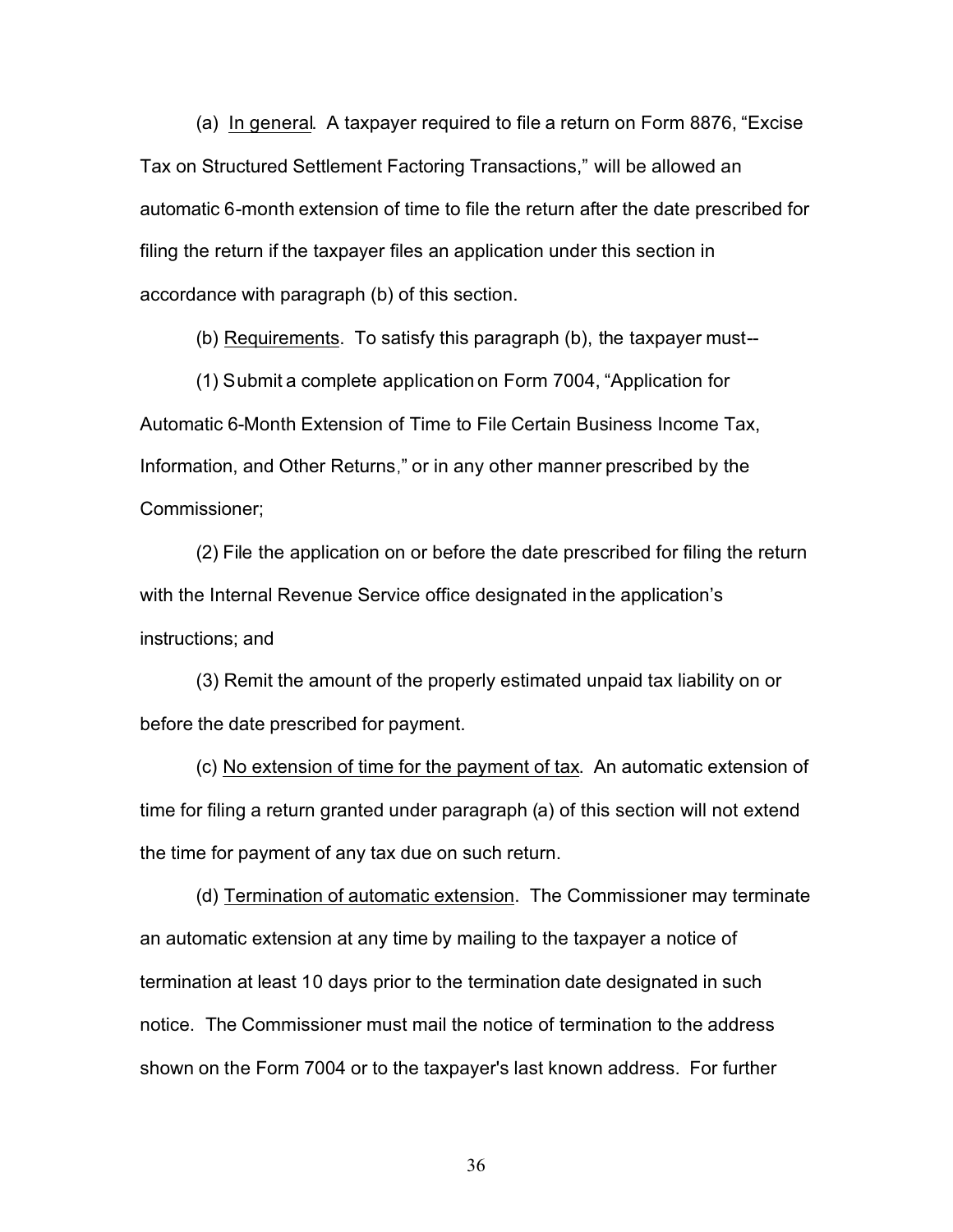(a) In general. A taxpayer required to file a return on Form 8876, "Excise Tax on Structured Settlement Factoring Transactions," will be allowed an automatic 6-month extension of time to file the return after the date prescribed for filing the return if the taxpayer files an application under this section in accordance with paragraph (b) of this section.

(b) Requirements. To satisfy this paragraph (b), the taxpayer must--

(1) Submit a complete application on Form 7004, "Application for Automatic 6-Month Extension of Time to File Certain Business Income Tax, Information, and Other Returns," or in any other manner prescribed by the Commissioner;

(2) File the application on or before the date prescribed for filing the return with the Internal Revenue Service office designated in the application's instructions; and

(3) Remit the amount of the properly estimated unpaid tax liability on or before the date prescribed for payment.

(c) No extension of time for the payment of tax. An automatic extension of time for filing a return granted under paragraph (a) of this section will not extend the time for payment of any tax due on such return.

(d) Termination of automatic extension. The Commissioner may terminate an automatic extension at any time by mailing to the taxpayer a notice of termination at least 10 days prior to the termination date designated in such notice. The Commissioner must mail the notice of termination to the address shown on the Form 7004 or to the taxpayer's last known address. For further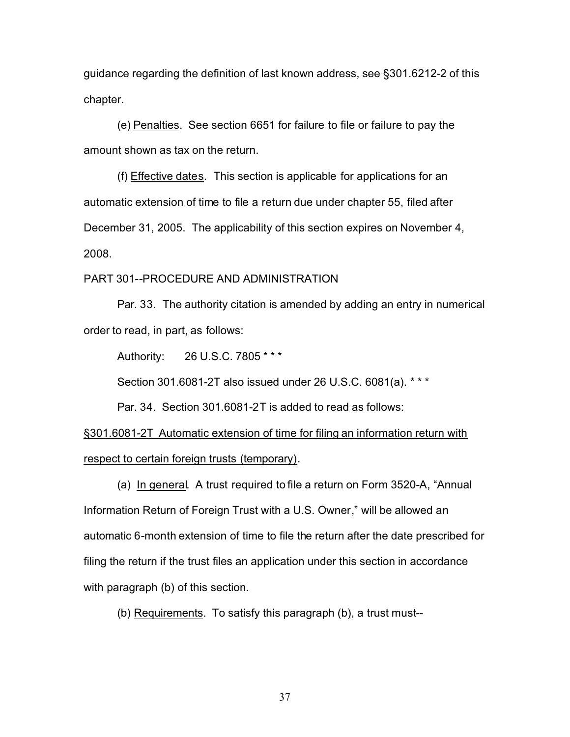guidance regarding the definition of last known address, see §301.6212-2 of this chapter.

(e) Penalties. See section 6651 for failure to file or failure to pay the amount shown as tax on the return.

(f) Effective dates. This section is applicable for applications for an automatic extension of time to file a return due under chapter 55, filed after December 31, 2005. The applicability of this section expires on November 4, 2008.

PART 301--PROCEDURE AND ADMINISTRATION

Par. 33. The authority citation is amended by adding an entry in numerical order to read, in part, as follows:

Authority: 26 U.S.C. 7805 * * *

Section 301.6081-2T also issued under 26 U.S.C. 6081(a). * * *

Par. 34. Section 301.6081-2T is added to read as follows:

§301.6081-2T Automatic extension of time for filing an information return with respect to certain foreign trusts (temporary).

(a) In general. A trust required to file a return on Form 3520-A, "Annual Information Return of Foreign Trust with a U.S. Owner," will be allowed an automatic 6-month extension of time to file the return after the date prescribed for filing the return if the trust files an application under this section in accordance with paragraph (b) of this section.

(b) Requirements. To satisfy this paragraph (b), a trust must--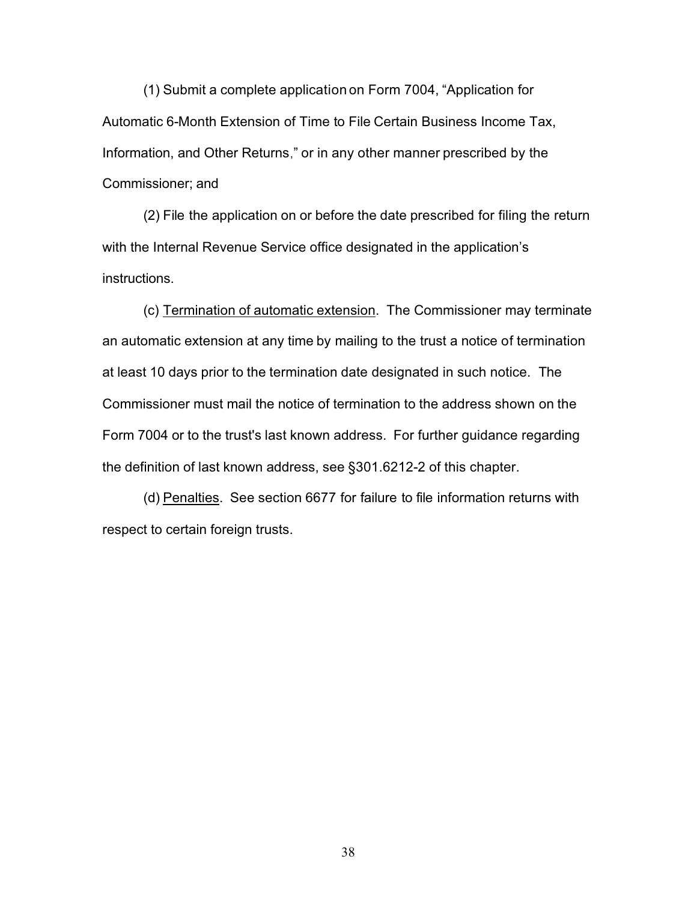(1) Submit a complete application on Form 7004, "Application for Automatic 6-Month Extension of Time to File Certain Business Income Tax, Information, and Other Returns," or in any other manner prescribed by the Commissioner; and

(2) File the application on or before the date prescribed for filing the return with the Internal Revenue Service office designated in the application's instructions.

(c) <u>Termination of automatic extension</u>. The Commissioner may terminate an automatic extension at any time by mailing to the trust a notice of termination at least 10 days prior to the termination date designated in such notice. The Commissioner must mail the notice of termination to the address shown on the Form 7004 or to the trust's last known address. For further guidance regarding the definition of last known address, see §301.6212-2 of this chapter.

(d) <u>Penalties</u>. See section 6677 for failure to file information returns with respect to certain foreign trusts.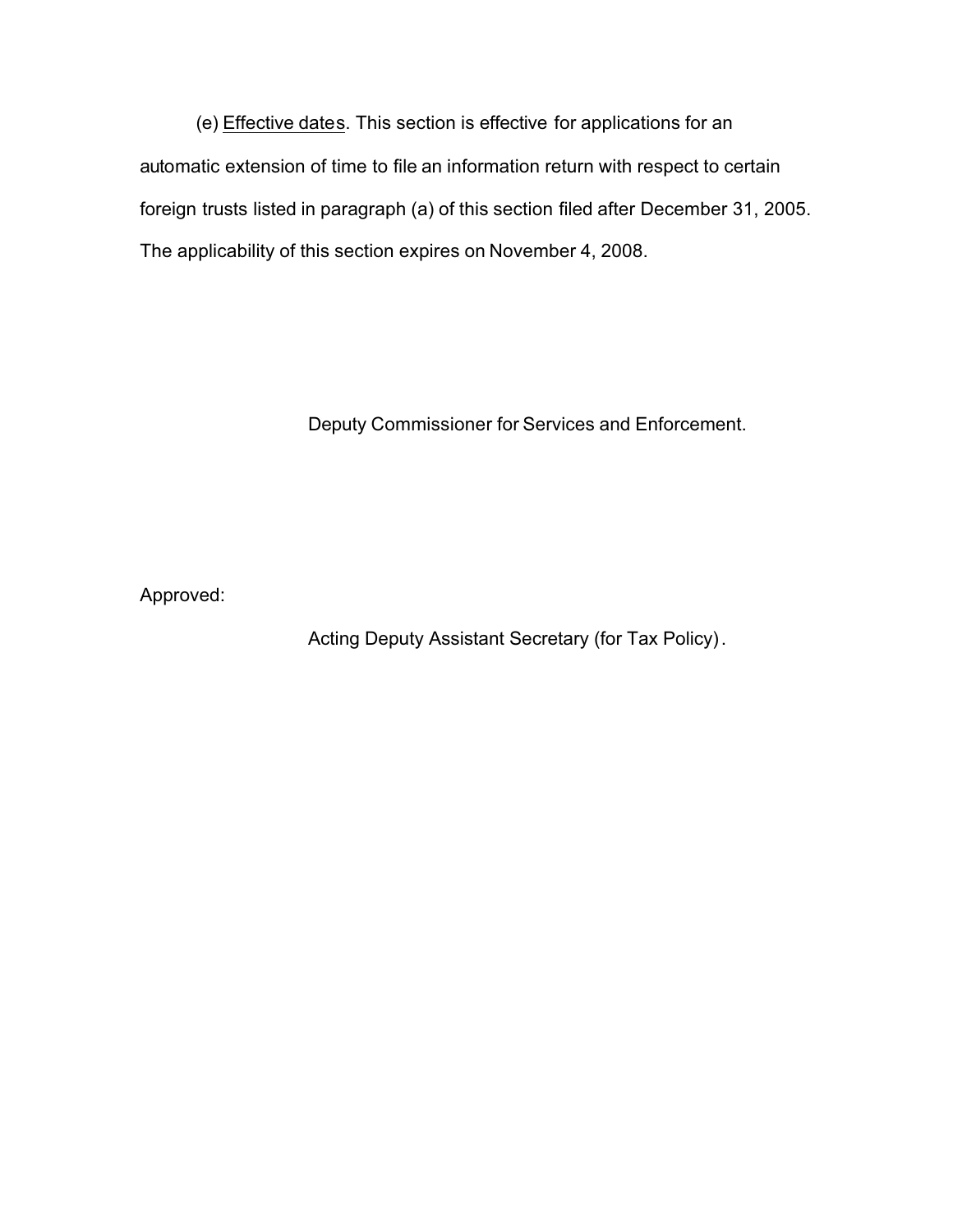(e) Effective dates. This section is effective for applications for an automatic extension of time to file an information return with respect to certain foreign trusts listed in paragraph (a) of this section filed after December 31, 2005. The applicability of this section expires on November 4, 2008.

Deputy Commissioner for Services and Enforcement.

Approved:

Acting Deputy Assistant Secretary (for Tax Policy).